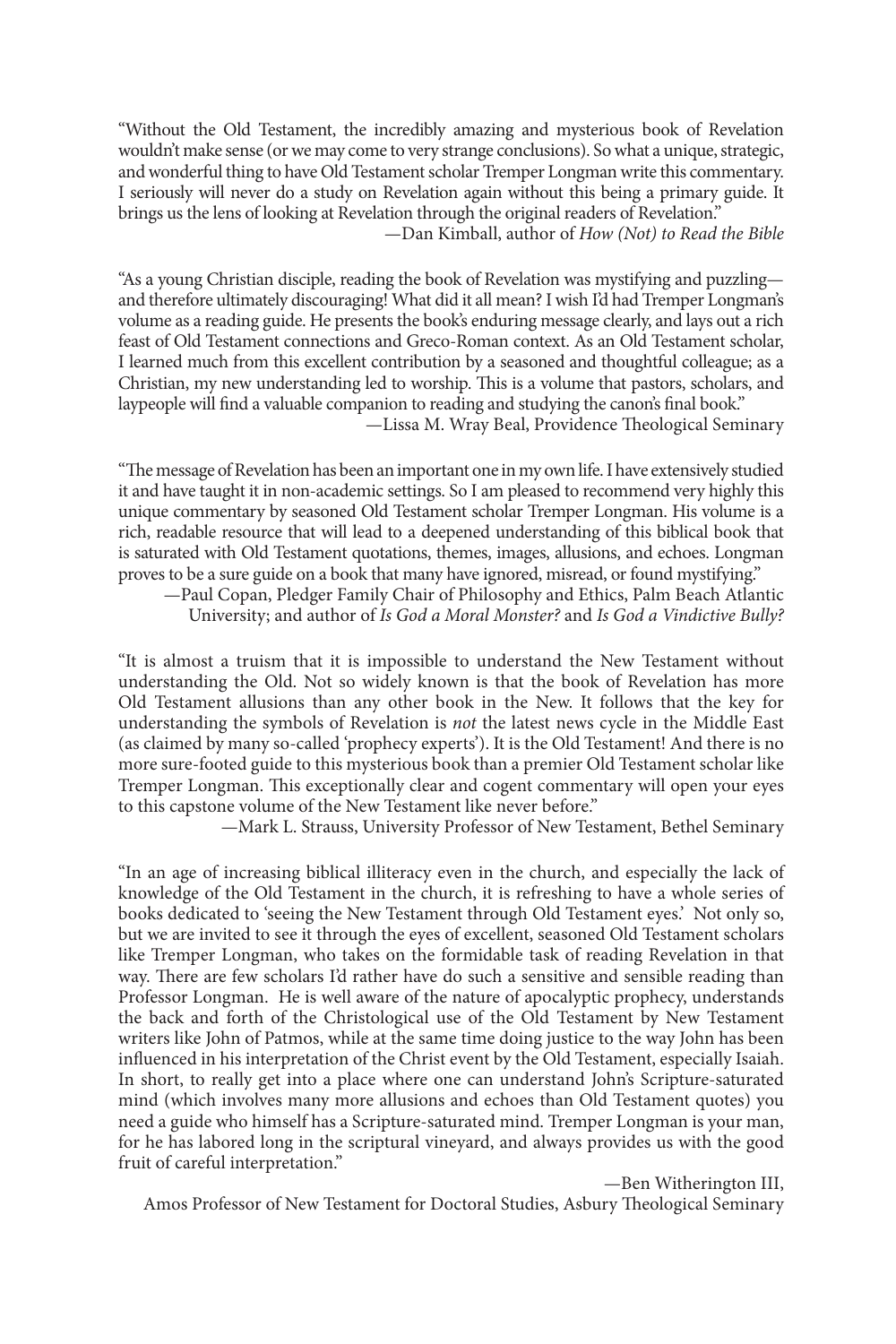"Without the Old Testament, the incredibly amazing and mysterious book of Revelation wouldn't make sense (or we may come to very strange conclusions). So what a unique, strategic, and wonderful thing to have Old Testament scholar Tremper Longman write this commentary. I seriously will never do a study on Revelation again without this being a primary guide. It brings us the lens of looking at Revelation through the original readers of Revelation."

—Dan Kimball, author of *How (Not) to Read the Bible*

"As a young Christian disciple, reading the book of Revelation was mystifying and puzzling—and therefore ultimately discouraging! What did it all mean? I wish I'd had Tremper Longman's volume as a reading guide. He presents the book's enduring message clearly, and lays out a rich feast of Old Testament connections and Greco-Roman context. As an Old Testament scholar, I learned much from this excellent contribution by a seasoned and thoughtful colleague; as a Christian, my new understanding led to worship. This is a volume that pastors, scholars, and laypeople will find a valuable companion to reading and studying the canon's final book."

—Lissa M. Wray Beal, Providence Theological Seminary

"The message of Revelation has been an important one in my own life. I have extensively studied it and have taught it in non-academic settings. So I am pleased to recommend very highly this unique commentary by seasoned Old Testament scholar Tremper Longman. His volume is a rich, readable resource that will lead to a deepened understanding of this biblical book that is saturated with Old Testament quotations, themes, images, allusions, and echoes. Longman proves to be a sure guide on a book that many have ignored, misread, or found mystifying."

—Paul Copan, Pledger Family Chair of Philosophy and Ethics, Palm Beach Atlantic University; and author of *Is God a Moral Monster?* and *Is God a Vindictive Bully?*

"It is almost a truism that it is impossible to understand the New Testament without understanding the Old. Not so widely known is that the book of Revelation has more Old Testament allusions than any other book in the New. It follows that the key for understanding the symbols of Revelation is *not* the latest news cycle in the Middle East (as claimed by many so-called 'prophecy experts'). It is the Old Testament! And there is no more sure-footed guide to this mysterious book than a premier Old Testament scholar like Tremper Longman. This exceptionally clear and cogent commentary will open your eyes to this capstone volume of the New Testament like never before."

—Mark L. Strauss, University Professor of New Testament, Bethel Seminary

"In an age of increasing biblical illiteracy even in the church, and especially the lack of knowledge of the Old Testament in the church, it is refreshing to have a whole series of books dedicated to 'seeing the New Testament through Old Testament eyes.' Not only so, but we are invited to see it through the eyes of excellent, seasoned Old Testament scholars like Tremper Longman, who takes on the formidable task of reading Revelation in that way. There are few scholars I'd rather have do such a sensitive and sensible reading than Professor Longman. He is well aware of the nature of apocalyptic prophecy, understands the back and forth of the Christological use of the Old Testament by New Testament writers like John of Patmos, while at the same time doing justice to the way John has been influenced in his interpretation of the Christ event by the Old Testament, especially Isaiah. In short, to really get into a place where one can understand John's Scripture-saturated mind (which involves many more allusions and echoes than Old Testament quotes) you need a guide who himself has a Scripture-saturated mind. Tremper Longman is your man, for he has labored long in the scriptural vineyard, and always provides us with the good fruit of careful interpretation."

—Ben Witherington III,
Amos Professor of New Testament for Doctoral Studies, Asbury Theological Seminary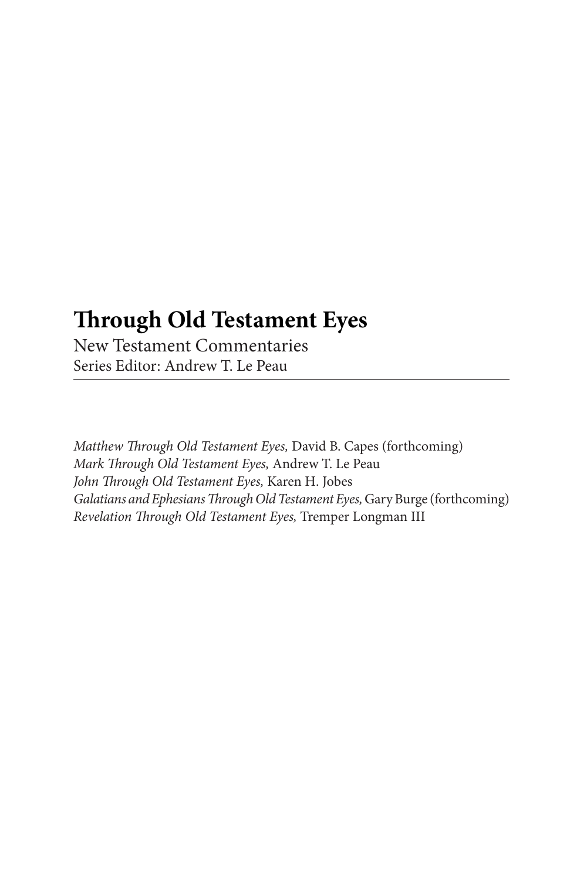# Through Old Testament Eyes

New Testament Commentaries
Series Editor: Andrew T. Le Peau

---

*Matthew Through Old Testament Eyes,* David B. Capes (forthcoming)
*Mark Through Old Testament Eyes,* Andrew T. Le Peau
*John Through Old Testament Eyes,* Karen H. Jobes
*Galatians and Ephesians Through Old Testament Eyes,* Gary Burge (forthcoming)
*Revelation Through Old Testament Eyes,* Tremper Longman III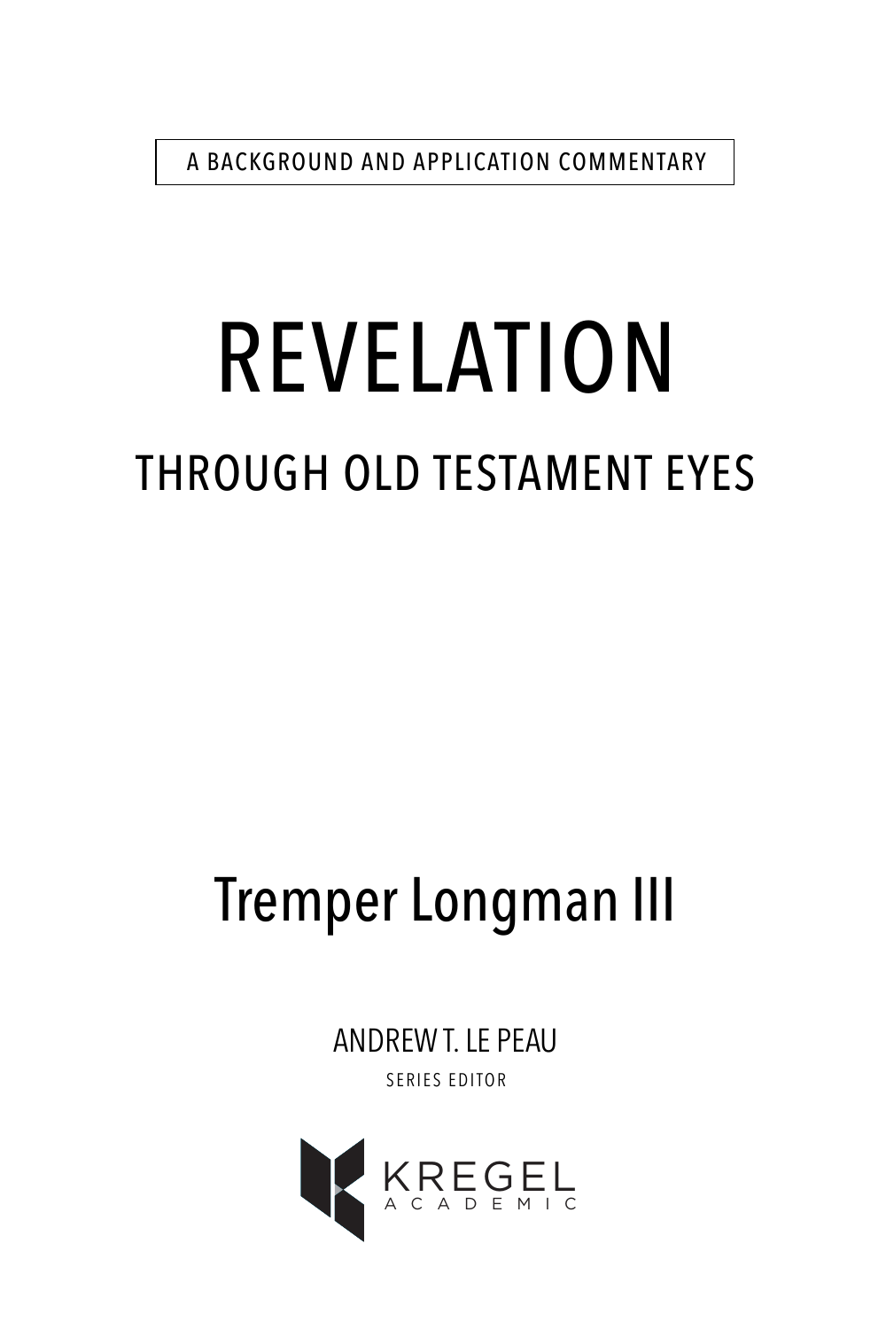A BACKGROUND AND APPLICATION COMMENTARY

# REVELATION

## THROUGH OLD TESTAMENT EYES

Tremper Longman III

ANDREW T. LE PEAU

SERIES EDITOR

KREGEL

ACADEMIC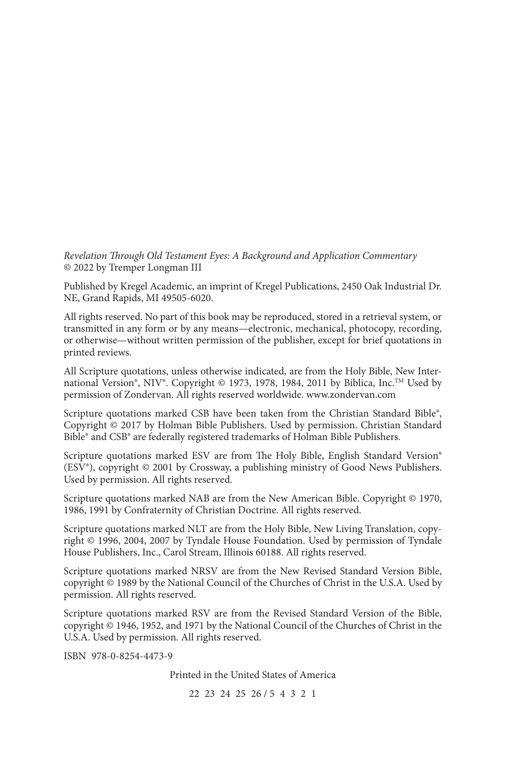*Revelation Through Old Testament Eyes: A Background and Application Commentary*
© 2022 by Tremper Longman III

Published by Kregel Academic, an imprint of Kregel Publications, 2450 Oak Industrial Dr. NE, Grand Rapids, MI 49505-6020.

All rights reserved. No part of this book may be reproduced, stored in a retrieval system, or transmitted in any form or by any means—electronic, mechanical, photocopy, recording, or otherwise—without written permission of the publisher, except for brief quotations in printed reviews.

All Scripture quotations, unless otherwise indicated, are from the Holy Bible, New International Version®, NIV®. Copyright © 1973, 1978, 1984, 2011 by Biblica, Inc.™ Used by permission of Zondervan. All rights reserved worldwide. www.zondervan.com

Scripture quotations marked CSB have been taken from the Christian Standard Bible®, Copyright © 2017 by Holman Bible Publishers. Used by permission. Christian Standard Bible® and CSB® are federally registered trademarks of Holman Bible Publishers.

Scripture quotations marked ESV are from The Holy Bible, English Standard Version® (ESV®), copyright © 2001 by Crossway, a publishing ministry of Good News Publishers. Used by permission. All rights reserved.

Scripture quotations marked NAB are from the New American Bible. Copyright © 1970, 1986, 1991 by Confraternity of Christian Doctrine. All rights reserved.

Scripture quotations marked NLT are from the Holy Bible, New Living Translation, copyright © 1996, 2004, 2007 by Tyndale House Foundation. Used by permission of Tyndale House Publishers, Inc., Carol Stream, Illinois 60188. All rights reserved.

Scripture quotations marked NRSV are from the New Revised Standard Version Bible, copyright © 1989 by the National Council of the Churches of Christ in the U.S.A. Used by permission. All rights reserved.

Scripture quotations marked RSV are from the Revised Standard Version of the Bible, copyright © 1946, 1952, and 1971 by the National Council of the Churches of Christ in the U.S.A. Used by permission. All rights reserved.

ISBN 978-0-8254-4473-9

Printed in the United States of America

22 23 24 25 26 / 5 4 3 2 1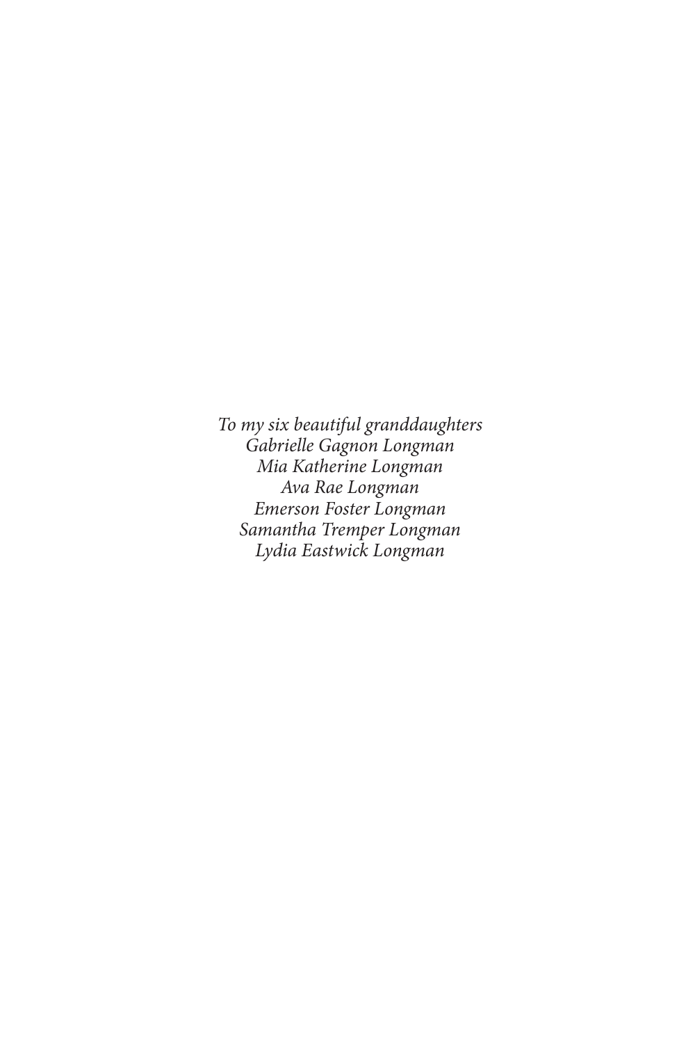*To my six beautiful granddaughters*
*Gabrielle Gagnon Longman*
*Mia Katherine Longman*
*Ava Rae Longman*
*Emerson Foster Longman*
*Samantha Tremper Longman*
*Lydia Eastwick Longman*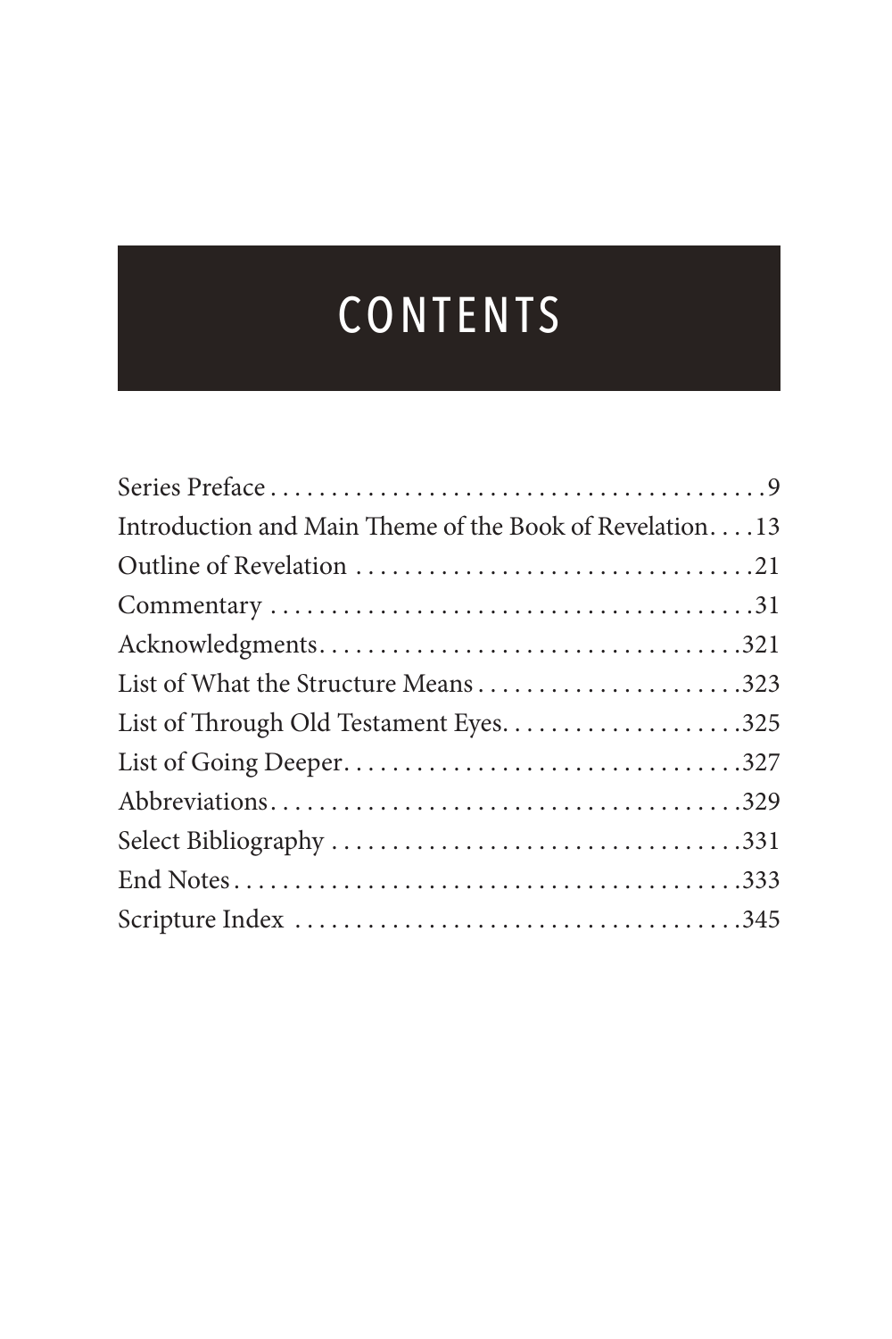# CONTENTS

Series Preface . . . . . . . . . . . . . . . . . . . . . . . . . . . . . . . . . . . . . . . . . 9
Introduction and Main Theme of the Book of Revelation. . . . 13
Outline of Revelation . . . . . . . . . . . . . . . . . . . . . . . . . . . . . . . . . 21
Commentary . . . . . . . . . . . . . . . . . . . . . . . . . . . . . . . . . . . . . . . . 31
Acknowledgments. . . . . . . . . . . . . . . . . . . . . . . . . . . . . . . . . . . 321
List of What the Structure Means . . . . . . . . . . . . . . . . . . . . . . 323
List of Through Old Testament Eyes. . . . . . . . . . . . . . . . . . . . 325
List of Going Deeper. . . . . . . . . . . . . . . . . . . . . . . . . . . . . . . . . 327
Abbreviations. . . . . . . . . . . . . . . . . . . . . . . . . . . . . . . . . . . . . . . 329
Select Bibliography . . . . . . . . . . . . . . . . . . . . . . . . . . . . . . . . . 331
End Notes . . . . . . . . . . . . . . . . . . . . . . . . . . . . . . . . . . . . . . . . . 333
Scripture Index . . . . . . . . . . . . . . . . . . . . . . . . . . . . . . . . . . . . . 345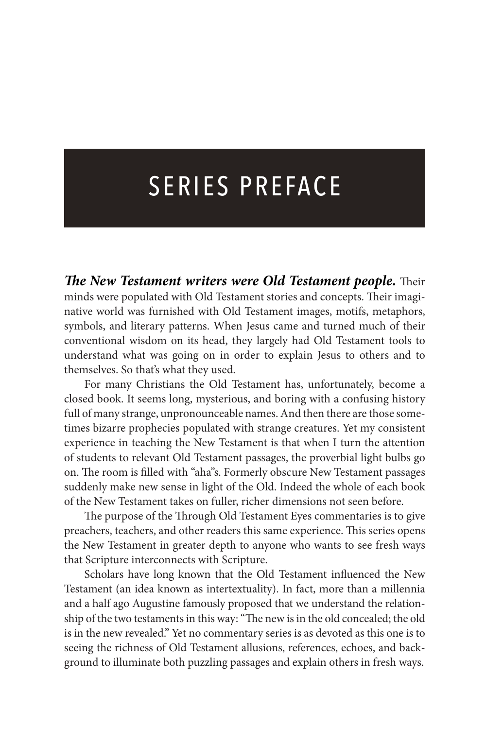# SERIES PREFACE

***The New Testament writers were Old Testament people.*** Their minds were populated with Old Testament stories and concepts. Their imaginative world was furnished with Old Testament images, motifs, metaphors, symbols, and literary patterns. When Jesus came and turned much of their conventional wisdom on its head, they largely had Old Testament tools to understand what was going on in order to explain Jesus to others and to themselves. So that's what they used.

For many Christians the Old Testament has, unfortunately, become a closed book. It seems long, mysterious, and boring with a confusing history full of many strange, unpronounceable names. And then there are those sometimes bizarre prophecies populated with strange creatures. Yet my consistent experience in teaching the New Testament is that when I turn the attention of students to relevant Old Testament passages, the proverbial light bulbs go on. The room is filled with "aha"s. Formerly obscure New Testament passages suddenly make new sense in light of the Old. Indeed the whole of each book of the New Testament takes on fuller, richer dimensions not seen before.

The purpose of the Through Old Testament Eyes commentaries is to give preachers, teachers, and other readers this same experience. This series opens the New Testament in greater depth to anyone who wants to see fresh ways that Scripture interconnects with Scripture.

Scholars have long known that the Old Testament influenced the New Testament (an idea known as intertextuality). In fact, more than a millennia and a half ago Augustine famously proposed that we understand the relationship of the two testaments in this way: "The new is in the old concealed; the old is in the new revealed." Yet no commentary series is as devoted as this one is to seeing the richness of Old Testament allusions, references, echoes, and background to illuminate both puzzling passages and explain others in fresh ways.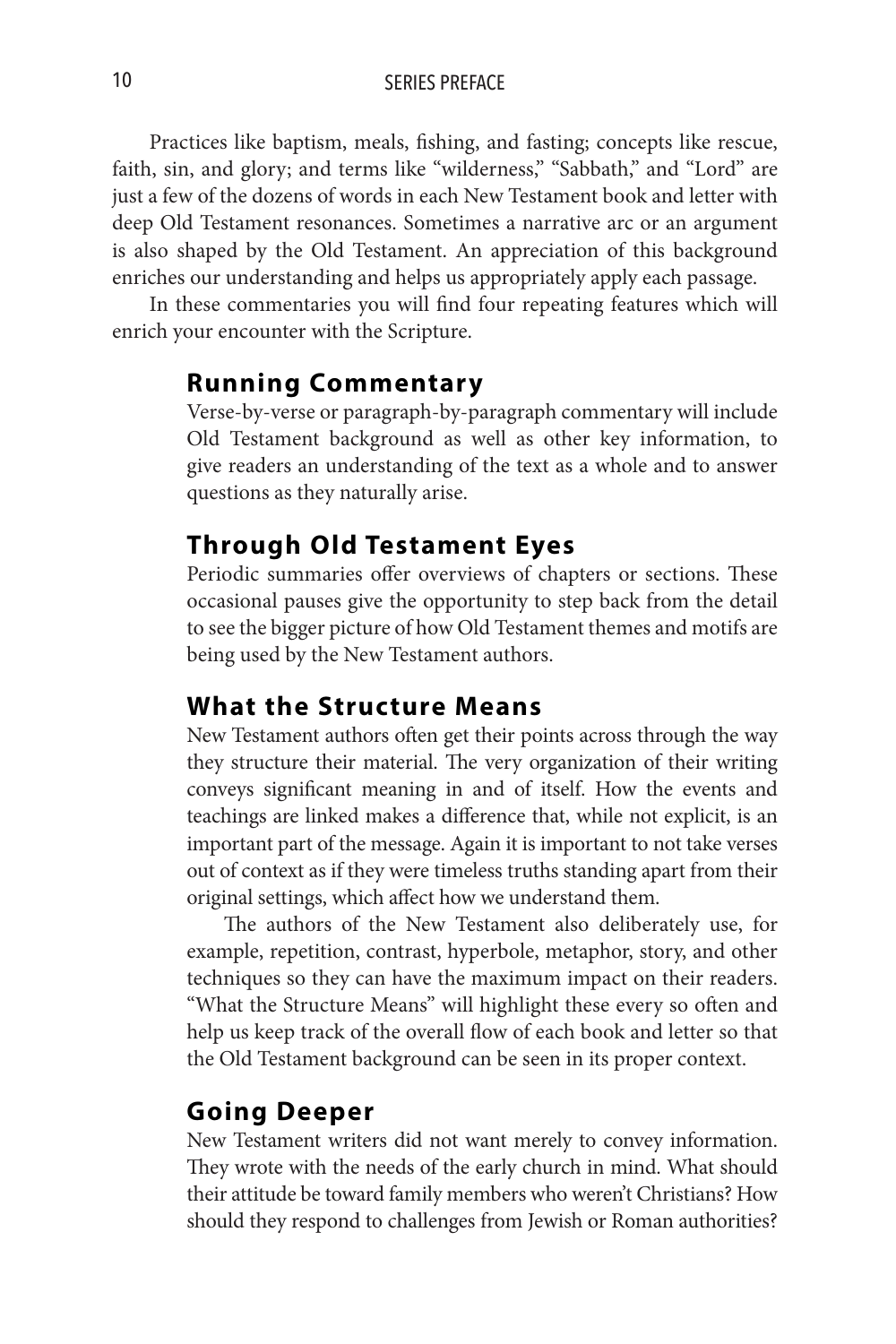Practices like baptism, meals, fishing, and fasting; concepts like rescue, faith, sin, and glory; and terms like "wilderness," "Sabbath," and "Lord" are just a few of the dozens of words in each New Testament book and letter with deep Old Testament resonances. Sometimes a narrative arc or an argument is also shaped by the Old Testament. An appreciation of this background enriches our understanding and helps us appropriately apply each passage.

In these commentaries you will find four repeating features which will enrich your encounter with the Scripture.

## Running Commentary

Verse-by-verse or paragraph-by-paragraph commentary will include Old Testament background as well as other key information, to give readers an understanding of the text as a whole and to answer questions as they naturally arise.

## Through Old Testament Eyes

Periodic summaries offer overviews of chapters or sections. These occasional pauses give the opportunity to step back from the detail to see the bigger picture of how Old Testament themes and motifs are being used by the New Testament authors.

## What the Structure Means

New Testament authors often get their points across through the way they structure their material. The very organization of their writing conveys significant meaning in and of itself. How the events and teachings are linked makes a difference that, while not explicit, is an important part of the message. Again it is important to not take verses out of context as if they were timeless truths standing apart from their original settings, which affect how we understand them.

The authors of the New Testament also deliberately use, for example, repetition, contrast, hyperbole, metaphor, story, and other techniques so they can have the maximum impact on their readers. "What the Structure Means" will highlight these every so often and help us keep track of the overall flow of each book and letter so that the Old Testament background can be seen in its proper context.

## Going Deeper

New Testament writers did not want merely to convey information. They wrote with the needs of the early church in mind. What should their attitude be toward family members who weren't Christians? How should they respond to challenges from Jewish or Roman authorities?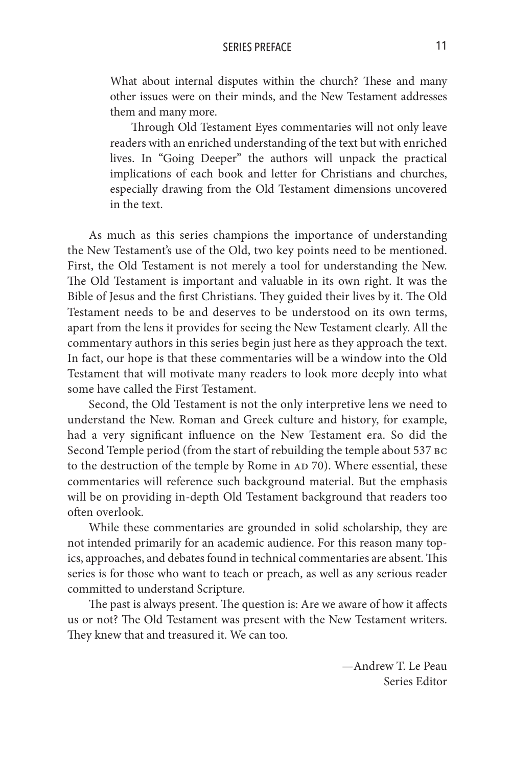What about internal disputes within the church? These and many other issues were on their minds, and the New Testament addresses them and many more.

Through Old Testament Eyes commentaries will not only leave readers with an enriched understanding of the text but with enriched lives. In "Going Deeper" the authors will unpack the practical implications of each book and letter for Christians and churches, especially drawing from the Old Testament dimensions uncovered in the text.

As much as this series champions the importance of understanding the New Testament's use of the Old, two key points need to be mentioned. First, the Old Testament is not merely a tool for understanding the New. The Old Testament is important and valuable in its own right. It was the Bible of Jesus and the first Christians. They guided their lives by it. The Old Testament needs to be and deserves to be understood on its own terms, apart from the lens it provides for seeing the New Testament clearly. All the commentary authors in this series begin just here as they approach the text. In fact, our hope is that these commentaries will be a window into the Old Testament that will motivate many readers to look more deeply into what some have called the First Testament.

Second, the Old Testament is not the only interpretive lens we need to understand the New. Roman and Greek culture and history, for example, had a very significant influence on the New Testament era. So did the Second Temple period (from the start of rebuilding the temple about 537 BC to the destruction of the temple by Rome in AD 70). Where essential, these commentaries will reference such background material. But the emphasis will be on providing in-depth Old Testament background that readers too often overlook.

While these commentaries are grounded in solid scholarship, they are not intended primarily for an academic audience. For this reason many topics, approaches, and debates found in technical commentaries are absent. This series is for those who want to teach or preach, as well as any serious reader committed to understand Scripture.

The past is always present. The question is: Are we aware of how it affects us or not? The Old Testament was present with the New Testament writers. They knew that and treasured it. We can too.

—Andrew T. Le Peau
Series Editor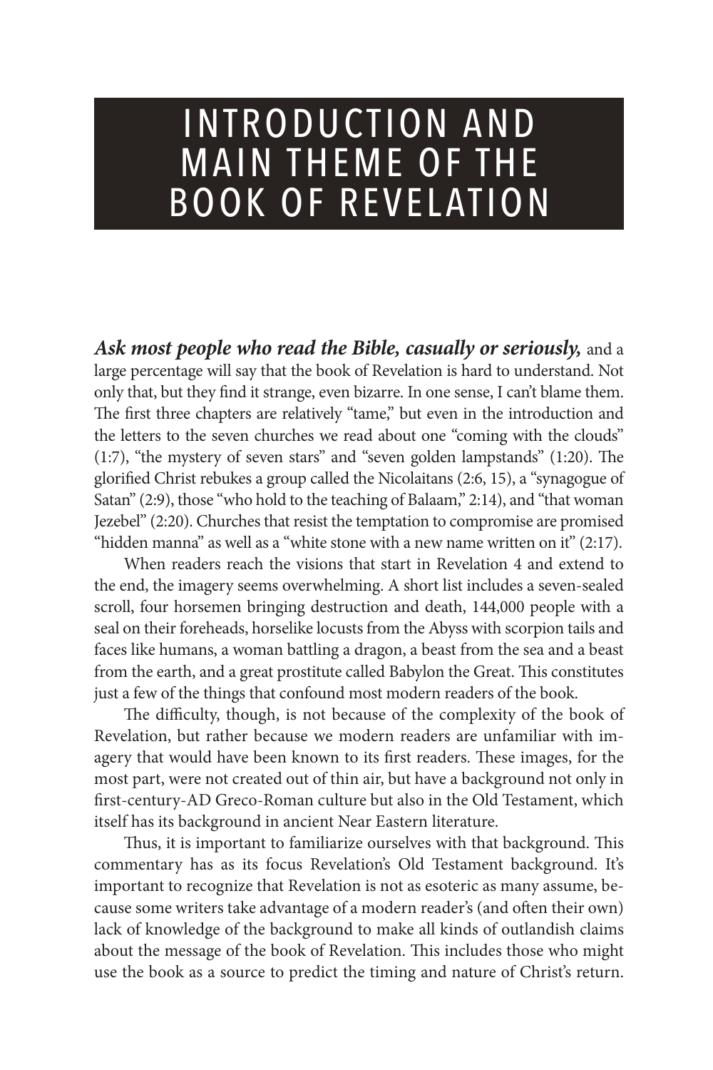# INTRODUCTION AND MAIN THEME OF THE BOOK OF REVELATION

***Ask most people who read the Bible, casually or seriously,*** and a large percentage will say that the book of Revelation is hard to understand. Not only that, but they find it strange, even bizarre. In one sense, I can't blame them. The first three chapters are relatively "tame," but even in the introduction and the letters to the seven churches we read about one "coming with the clouds" (1:7), "the mystery of seven stars" and "seven golden lampstands" (1:20). The glorified Christ rebukes a group called the Nicolaitans (2:6, 15), a "synagogue of Satan" (2:9), those "who hold to the teaching of Balaam," 2:14), and "that woman Jezebel" (2:20). Churches that resist the temptation to compromise are promised "hidden manna" as well as a "white stone with a new name written on it" (2:17).

When readers reach the visions that start in Revelation 4 and extend to the end, the imagery seems overwhelming. A short list includes a seven-sealed scroll, four horsemen bringing destruction and death, 144,000 people with a seal on their foreheads, horselike locusts from the Abyss with scorpion tails and faces like humans, a woman battling a dragon, a beast from the sea and a beast from the earth, and a great prostitute called Babylon the Great. This constitutes just a few of the things that confound most modern readers of the book.

The difficulty, though, is not because of the complexity of the book of Revelation, but rather because we modern readers are unfamiliar with imagery that would have been known to its first readers. These images, for the most part, were not created out of thin air, but have a background not only in first-century-AD Greco-Roman culture but also in the Old Testament, which itself has its background in ancient Near Eastern literature.

Thus, it is important to familiarize ourselves with that background. This commentary has as its focus Revelation's Old Testament background. It's important to recognize that Revelation is not as esoteric as many assume, because some writers take advantage of a modern reader's (and often their own) lack of knowledge of the background to make all kinds of outlandish claims about the message of the book of Revelation. This includes those who might use the book as a source to predict the timing and nature of Christ's return.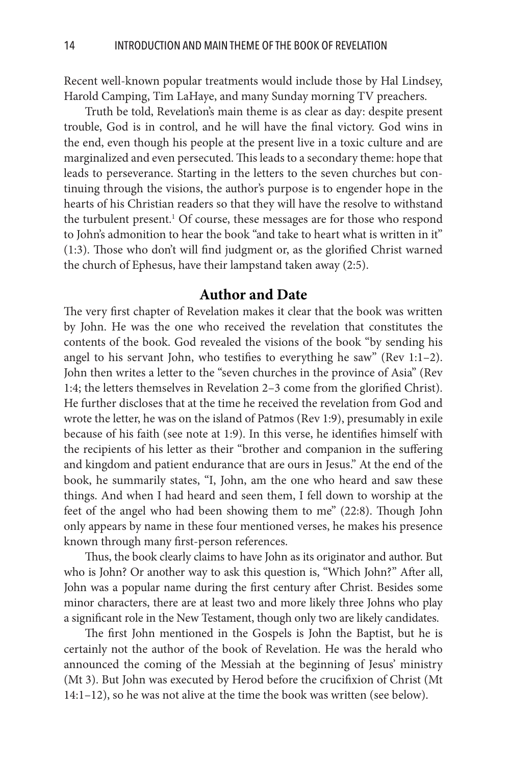Recent well-known popular treatments would include those by Hal Lindsey, Harold Camping, Tim LaHaye, and many Sunday morning TV preachers.

Truth be told, Revelation's main theme is as clear as day: despite present trouble, God is in control, and he will have the final victory. God wins in the end, even though his people at the present live in a toxic culture and are marginalized and even persecuted. This leads to a secondary theme: hope that leads to perseverance. Starting in the letters to the seven churches but continuing through the visions, the author's purpose is to engender hope in the hearts of his Christian readers so that they will have the resolve to withstand the turbulent present.[1] Of course, these messages are for those who respond to John's admonition to hear the book "and take to heart what is written in it" (1:3). Those who don't will find judgment or, as the glorified Christ warned the church of Ephesus, have their lampstand taken away (2:5).

## Author and Date

The very first chapter of Revelation makes it clear that the book was written by John. He was the one who received the revelation that constitutes the contents of the book. God revealed the visions of the book "by sending his angel to his servant John, who testifies to everything he saw" (Rev 1:1–2). John then writes a letter to the "seven churches in the province of Asia" (Rev 1:4; the letters themselves in Revelation 2–3 come from the glorified Christ). He further discloses that at the time he received the revelation from God and wrote the letter, he was on the island of Patmos (Rev 1:9), presumably in exile because of his faith (see note at 1:9). In this verse, he identifies himself with the recipients of his letter as their "brother and companion in the suffering and kingdom and patient endurance that are ours in Jesus." At the end of the book, he summarily states, "I, John, am the one who heard and saw these things. And when I had heard and seen them, I fell down to worship at the feet of the angel who had been showing them to me" (22:8). Though John only appears by name in these four mentioned verses, he makes his presence known through many first-person references.

Thus, the book clearly claims to have John as its originator and author. But who is John? Or another way to ask this question is, "Which John?" After all, John was a popular name during the first century after Christ. Besides some minor characters, there are at least two and more likely three Johns who play a significant role in the New Testament, though only two are likely candidates.

The first John mentioned in the Gospels is John the Baptist, but he is certainly not the author of the book of Revelation. He was the herald who announced the coming of the Messiah at the beginning of Jesus' ministry (Mt 3). But John was executed by Herod before the crucifixion of Christ (Mt 14:1–12), so he was not alive at the time the book was written (see below).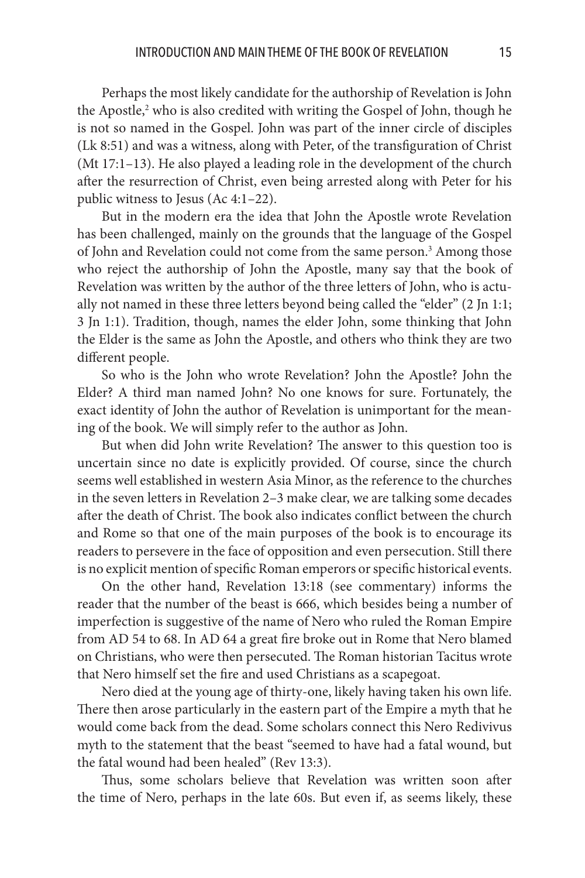Perhaps the most likely candidate for the authorship of Revelation is John the Apostle,[2] who is also credited with writing the Gospel of John, though he is not so named in the Gospel. John was part of the inner circle of disciples (Lk 8:51) and was a witness, along with Peter, of the transfiguration of Christ (Mt 17:1–13). He also played a leading role in the development of the church after the resurrection of Christ, even being arrested along with Peter for his public witness to Jesus (Ac 4:1–22).

But in the modern era the idea that John the Apostle wrote Revelation has been challenged, mainly on the grounds that the language of the Gospel of John and Revelation could not come from the same person.[3] Among those who reject the authorship of John the Apostle, many say that the book of Revelation was written by the author of the three letters of John, who is actually not named in these three letters beyond being called the "elder" (2 Jn 1:1; 3 Jn 1:1). Tradition, though, names the elder John, some thinking that John the Elder is the same as John the Apostle, and others who think they are two different people.

So who is the John who wrote Revelation? John the Apostle? John the Elder? A third man named John? No one knows for sure. Fortunately, the exact identity of John the author of Revelation is unimportant for the meaning of the book. We will simply refer to the author as John.

But when did John write Revelation? The answer to this question too is uncertain since no date is explicitly provided. Of course, since the church seems well established in western Asia Minor, as the reference to the churches in the seven letters in Revelation 2–3 make clear, we are talking some decades after the death of Christ. The book also indicates conflict between the church and Rome so that one of the main purposes of the book is to encourage its readers to persevere in the face of opposition and even persecution. Still there is no explicit mention of specific Roman emperors or specific historical events.

On the other hand, Revelation 13:18 (see commentary) informs the reader that the number of the beast is 666, which besides being a number of imperfection is suggestive of the name of Nero who ruled the Roman Empire from AD 54 to 68. In AD 64 a great fire broke out in Rome that Nero blamed on Christians, who were then persecuted. The Roman historian Tacitus wrote that Nero himself set the fire and used Christians as a scapegoat.

Nero died at the young age of thirty-one, likely having taken his own life. There then arose particularly in the eastern part of the Empire a myth that he would come back from the dead. Some scholars connect this Nero Redivivus myth to the statement that the beast "seemed to have had a fatal wound, but the fatal wound had been healed" (Rev 13:3).

Thus, some scholars believe that Revelation was written soon after the time of Nero, perhaps in the late 60s. But even if, as seems likely, these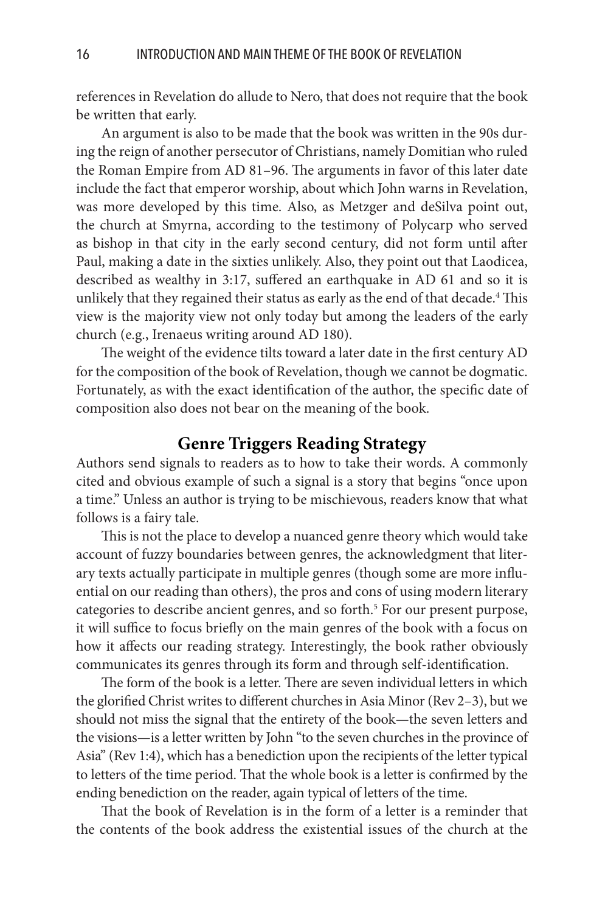references in Revelation do allude to Nero, that does not require that the book be written that early.

An argument is also to be made that the book was written in the 90s during the reign of another persecutor of Christians, namely Domitian who ruled the Roman Empire from AD 81–96. The arguments in favor of this later date include the fact that emperor worship, about which John warns in Revelation, was more developed by this time. Also, as Metzger and deSilva point out, the church at Smyrna, according to the testimony of Polycarp who served as bishop in that city in the early second century, did not form until after Paul, making a date in the sixties unlikely. Also, they point out that Laodicea, described as wealthy in 3:17, suffered an earthquake in AD 61 and so it is unlikely that they regained their status as early as the end of that decade.[4] This view is the majority view not only today but among the leaders of the early church (e.g., Irenaeus writing around AD 180).

The weight of the evidence tilts toward a later date in the first century AD for the composition of the book of Revelation, though we cannot be dogmatic. Fortunately, as with the exact identification of the author, the specific date of composition also does not bear on the meaning of the book.

## Genre Triggers Reading Strategy

Authors send signals to readers as to how to take their words. A commonly cited and obvious example of such a signal is a story that begins "once upon a time." Unless an author is trying to be mischievous, readers know that what follows is a fairy tale.

This is not the place to develop a nuanced genre theory which would take account of fuzzy boundaries between genres, the acknowledgment that literary texts actually participate in multiple genres (though some are more influential on our reading than others), the pros and cons of using modern literary categories to describe ancient genres, and so forth.[5] For our present purpose, it will suffice to focus briefly on the main genres of the book with a focus on how it affects our reading strategy. Interestingly, the book rather obviously communicates its genres through its form and through self-identification.

The form of the book is a letter. There are seven individual letters in which the glorified Christ writes to different churches in Asia Minor (Rev 2–3), but we should not miss the signal that the entirety of the book—the seven letters and the visions—is a letter written by John "to the seven churches in the province of Asia" (Rev 1:4), which has a benediction upon the recipients of the letter typical to letters of the time period. That the whole book is a letter is confirmed by the ending benediction on the reader, again typical of letters of the time.

That the book of Revelation is in the form of a letter is a reminder that the contents of the book address the existential issues of the church at the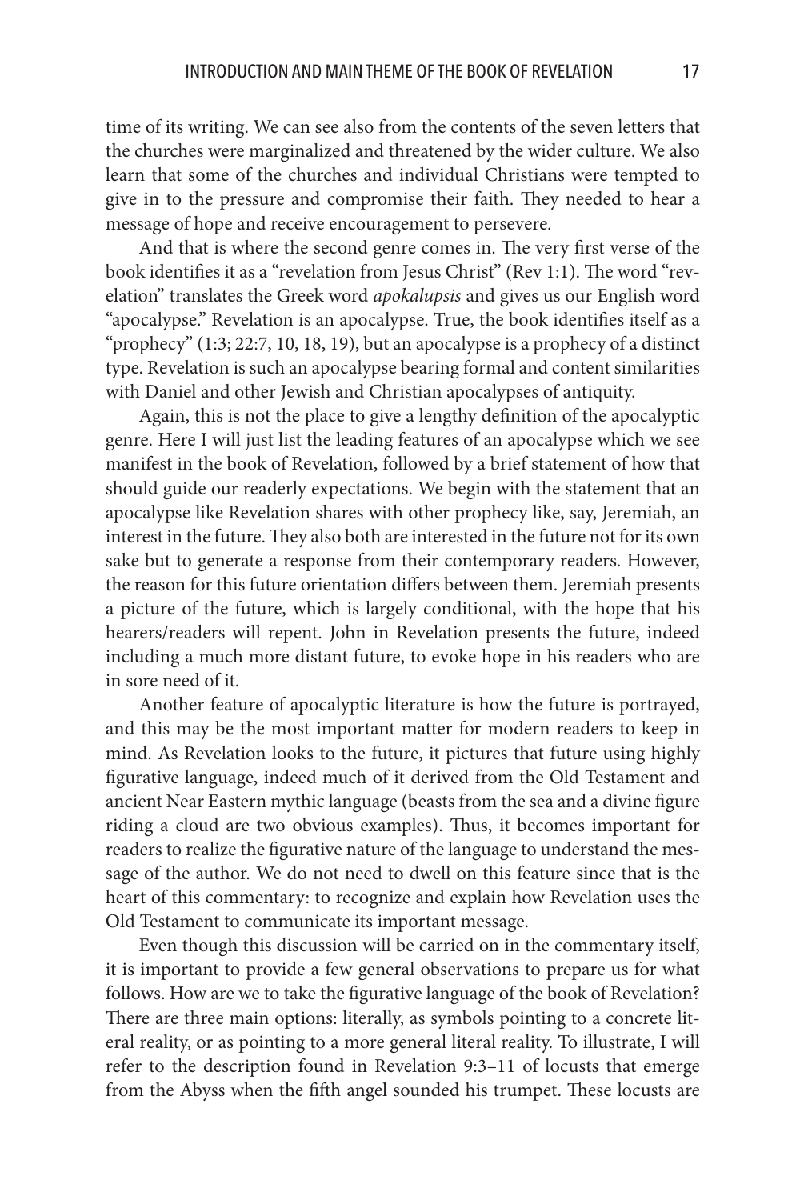time of its writing. We can see also from the contents of the seven letters that the churches were marginalized and threatened by the wider culture. We also learn that some of the churches and individual Christians were tempted to give in to the pressure and compromise their faith. They needed to hear a message of hope and receive encouragement to persevere.

And that is where the second genre comes in. The very first verse of the book identifies it as a "revelation from Jesus Christ" (Rev 1:1). The word "revelation" translates the Greek word *apokalupsis* and gives us our English word "apocalypse." Revelation is an apocalypse. True, the book identifies itself as a "prophecy" (1:3; 22:7, 10, 18, 19), but an apocalypse is a prophecy of a distinct type. Revelation is such an apocalypse bearing formal and content similarities with Daniel and other Jewish and Christian apocalypses of antiquity.

Again, this is not the place to give a lengthy definition of the apocalyptic genre. Here I will just list the leading features of an apocalypse which we see manifest in the book of Revelation, followed by a brief statement of how that should guide our readerly expectations. We begin with the statement that an apocalypse like Revelation shares with other prophecy like, say, Jeremiah, an interest in the future. They also both are interested in the future not for its own sake but to generate a response from their contemporary readers. However, the reason for this future orientation differs between them. Jeremiah presents a picture of the future, which is largely conditional, with the hope that his hearers/readers will repent. John in Revelation presents the future, indeed including a much more distant future, to evoke hope in his readers who are in sore need of it.

Another feature of apocalyptic literature is how the future is portrayed, and this may be the most important matter for modern readers to keep in mind. As Revelation looks to the future, it pictures that future using highly figurative language, indeed much of it derived from the Old Testament and ancient Near Eastern mythic language (beasts from the sea and a divine figure riding a cloud are two obvious examples). Thus, it becomes important for readers to realize the figurative nature of the language to understand the message of the author. We do not need to dwell on this feature since that is the heart of this commentary: to recognize and explain how Revelation uses the Old Testament to communicate its important message.

Even though this discussion will be carried on in the commentary itself, it is important to provide a few general observations to prepare us for what follows. How are we to take the figurative language of the book of Revelation? There are three main options: literally, as symbols pointing to a concrete literal reality, or as pointing to a more general literal reality. To illustrate, I will refer to the description found in Revelation 9:3–11 of locusts that emerge from the Abyss when the fifth angel sounded his trumpet. These locusts are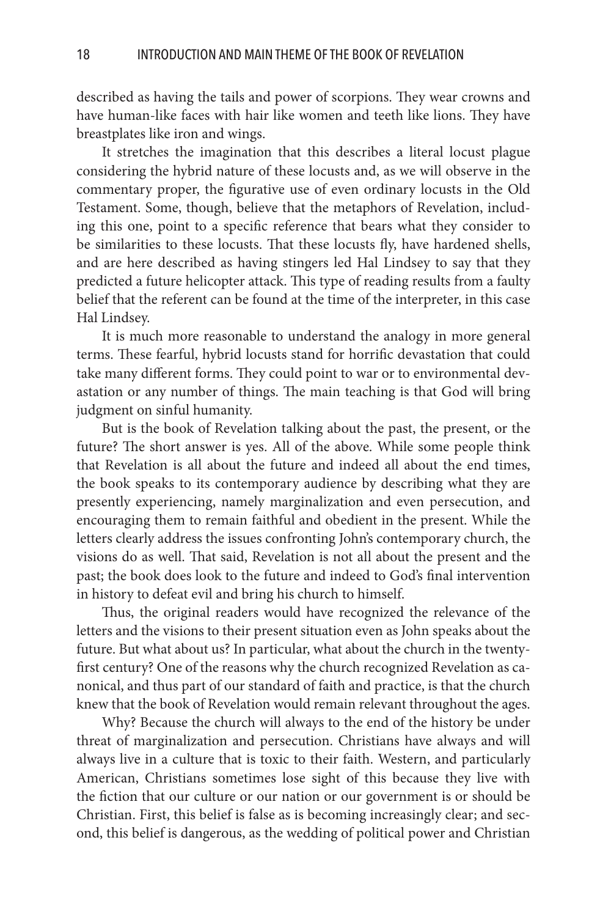described as having the tails and power of scorpions. They wear crowns and have human-like faces with hair like women and teeth like lions. They have breastplates like iron and wings.

It stretches the imagination that this describes a literal locust plague considering the hybrid nature of these locusts and, as we will observe in the commentary proper, the figurative use of even ordinary locusts in the Old Testament. Some, though, believe that the metaphors of Revelation, including this one, point to a specific reference that bears what they consider to be similarities to these locusts. That these locusts fly, have hardened shells, and are here described as having stingers led Hal Lindsey to say that they predicted a future helicopter attack. This type of reading results from a faulty belief that the referent can be found at the time of the interpreter, in this case Hal Lindsey.

It is much more reasonable to understand the analogy in more general terms. These fearful, hybrid locusts stand for horrific devastation that could take many different forms. They could point to war or to environmental devastation or any number of things. The main teaching is that God will bring judgment on sinful humanity.

But is the book of Revelation talking about the past, the present, or the future? The short answer is yes. All of the above. While some people think that Revelation is all about the future and indeed all about the end times, the book speaks to its contemporary audience by describing what they are presently experiencing, namely marginalization and even persecution, and encouraging them to remain faithful and obedient in the present. While the letters clearly address the issues confronting John's contemporary church, the visions do as well. That said, Revelation is not all about the present and the past; the book does look to the future and indeed to God's final intervention in history to defeat evil and bring his church to himself.

Thus, the original readers would have recognized the relevance of the letters and the visions to their present situation even as John speaks about the future. But what about us? In particular, what about the church in the twenty-first century? One of the reasons why the church recognized Revelation as canonical, and thus part of our standard of faith and practice, is that the church knew that the book of Revelation would remain relevant throughout the ages.

Why? Because the church will always to the end of the history be under threat of marginalization and persecution. Christians have always and will always live in a culture that is toxic to their faith. Western, and particularly American, Christians sometimes lose sight of this because they live with the fiction that our culture or our nation or our government is or should be Christian. First, this belief is false as is becoming increasingly clear; and second, this belief is dangerous, as the wedding of political power and Christian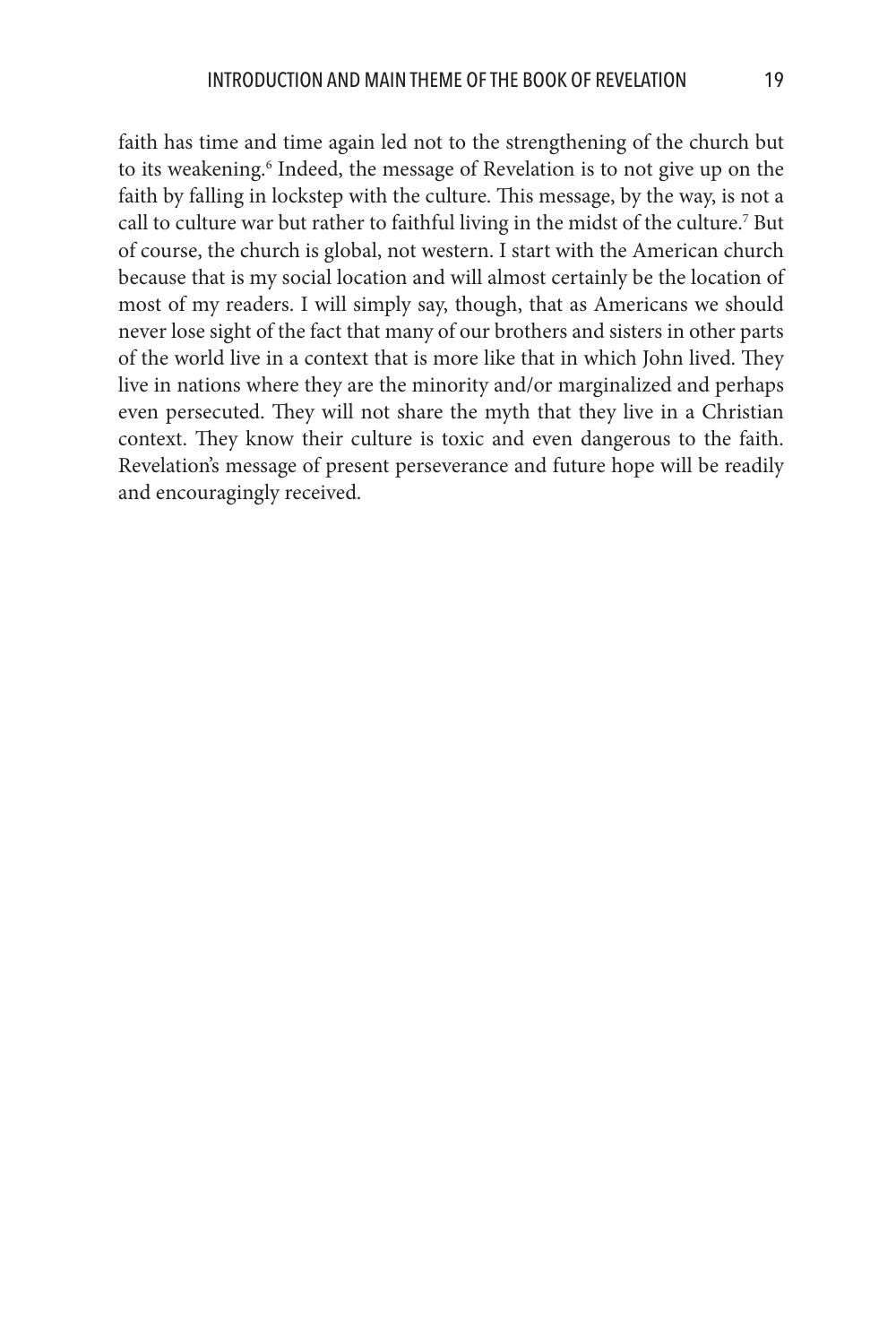faith has time and time again led not to the strengthening of the church but to its weakening.[6] Indeed, the message of Revelation is to not give up on the faith by falling in lockstep with the culture. This message, by the way, is not a call to culture war but rather to faithful living in the midst of the culture.[7] But of course, the church is global, not western. I start with the American church because that is my social location and will almost certainly be the location of most of my readers. I will simply say, though, that as Americans we should never lose sight of the fact that many of our brothers and sisters in other parts of the world live in a context that is more like that in which John lived. They live in nations where they are the minority and/or marginalized and perhaps even persecuted. They will not share the myth that they live in a Christian context. They know their culture is toxic and even dangerous to the faith. Revelation's message of present perseverance and future hope will be readily and encouragingly received.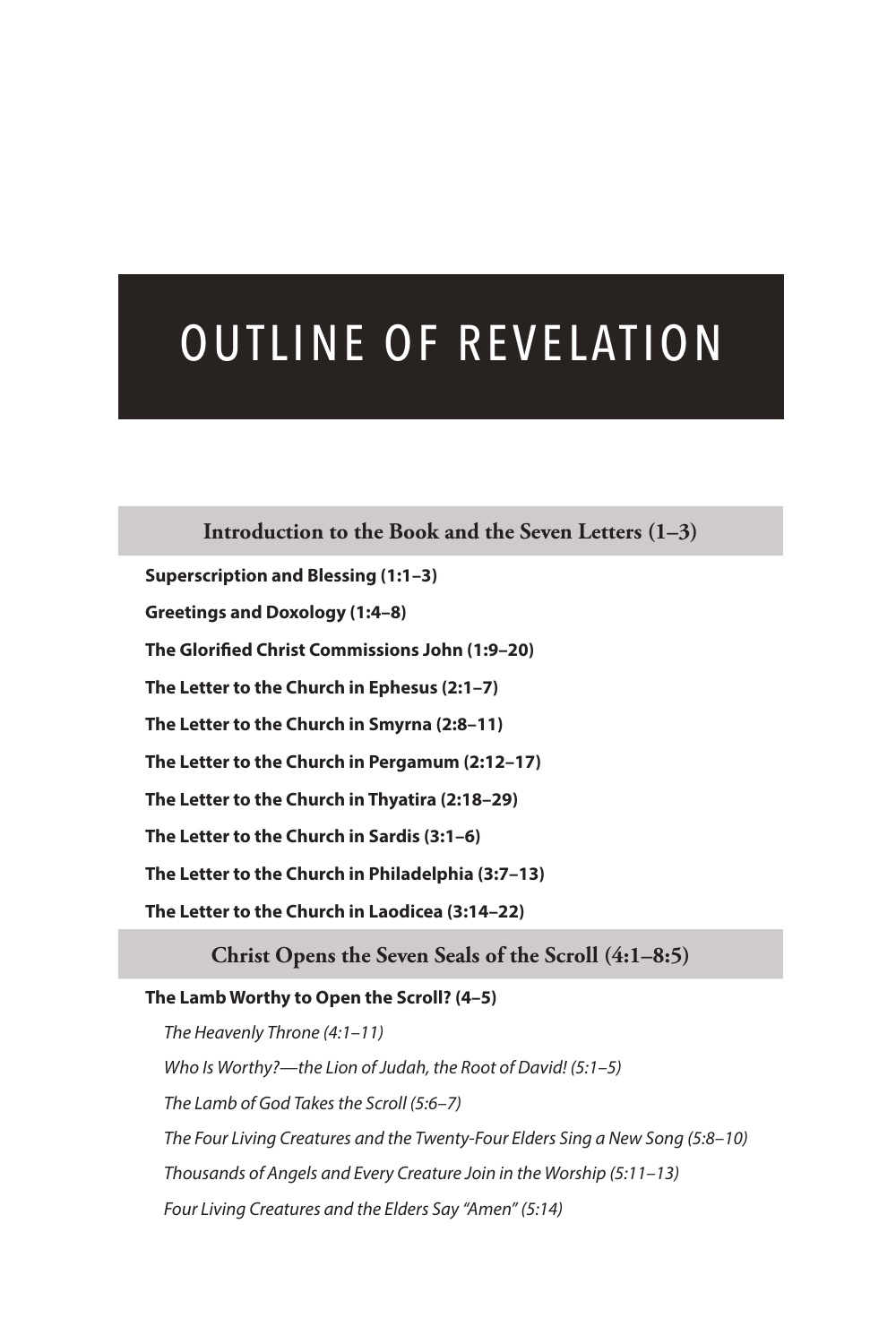# OUTLINE OF REVELATION

## Introduction to the Book and the Seven Letters (1–3)

**Superscription and Blessing (1:1–3)**

**Greetings and Doxology (1:4–8)**

**The Glorified Christ Commissions John (1:9–20)**

**The Letter to the Church in Ephesus (2:1–7)**

**The Letter to the Church in Smyrna (2:8–11)**

**The Letter to the Church in Pergamum (2:12–17)**

**The Letter to the Church in Thyatira (2:18–29)**

**The Letter to the Church in Sardis (3:1–6)**

**The Letter to the Church in Philadelphia (3:7–13)**

**The Letter to the Church in Laodicea (3:14–22)**

## Christ Opens the Seven Seals of the Scroll (4:1–8:5)

**The Lamb Worthy to Open the Scroll? (4–5)**

*The Heavenly Throne (4:1–11)*

*Who Is Worthy?—the Lion of Judah, the Root of David! (5:1–5)*

*The Lamb of God Takes the Scroll (5:6–7)*

*The Four Living Creatures and the Twenty-Four Elders Sing a New Song (5:8–10)*

*Thousands of Angels and Every Creature Join in the Worship (5:11–13)*

*Four Living Creatures and the Elders Say "Amen" (5:14)*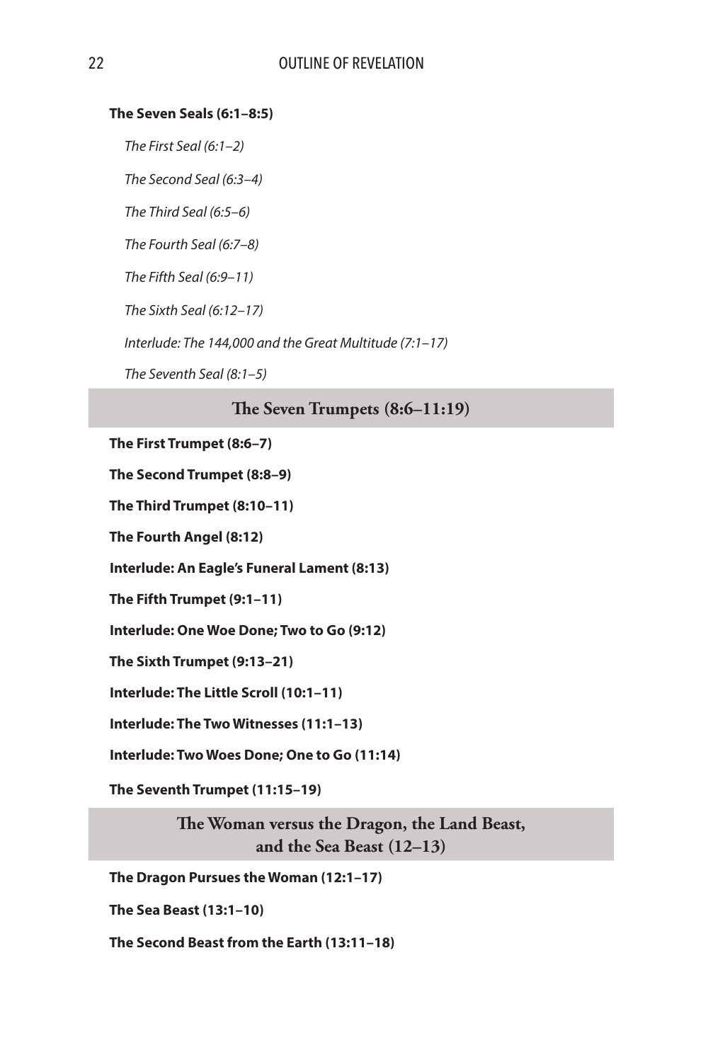**The Seven Seals (6:1–8:5)**

*The First Seal (6:1–2)*

*The Second Seal (6:3–4)*

*The Third Seal (6:5–6)*

*The Fourth Seal (6:7–8)*

*The Fifth Seal (6:9–11)*

*The Sixth Seal (6:12–17)*

*Interlude: The 144,000 and the Great Multitude (7:1–17)*

*The Seventh Seal (8:1–5)*

## The Seven Trumpets (8:6–11:19)

**The First Trumpet (8:6–7)**

**The Second Trumpet (8:8–9)**

**The Third Trumpet (8:10–11)**

**The Fourth Angel (8:12)**

**Interlude: An Eagle's Funeral Lament (8:13)**

**The Fifth Trumpet (9:1–11)**

**Interlude: One Woe Done; Two to Go (9:12)**

**The Sixth Trumpet (9:13–21)**

**Interlude: The Little Scroll (10:1–11)**

**Interlude: The Two Witnesses (11:1–13)**

**Interlude: Two Woes Done; One to Go (11:14)**

**The Seventh Trumpet (11:15–19)**

## The Woman versus the Dragon, the Land Beast, and the Sea Beast (12–13)

**The Dragon Pursues the Woman (12:1–17)**

**The Sea Beast (13:1–10)**

**The Second Beast from the Earth (13:11–18)**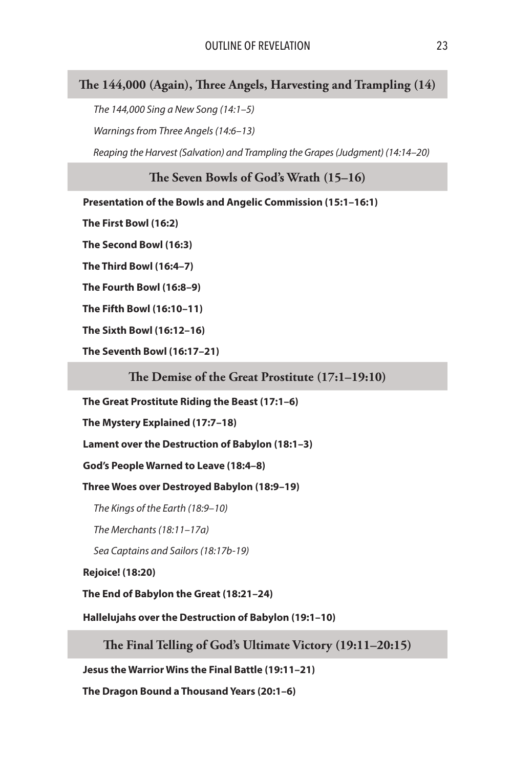## The 144,000 (Again), Three Angels, Harvesting and Trampling (14)

*The 144,000 Sing a New Song (14:1–5)*

*Warnings from Three Angels (14:6–13)*

*Reaping the Harvest (Salvation) and Trampling the Grapes (Judgment) (14:14–20)*

## The Seven Bowls of God's Wrath (15–16)

**Presentation of the Bowls and Angelic Commission (15:1–16:1)**

**The First Bowl (16:2)**

**The Second Bowl (16:3)**

**The Third Bowl (16:4–7)**

**The Fourth Bowl (16:8–9)**

**The Fifth Bowl (16:10–11)**

**The Sixth Bowl (16:12–16)**

**The Seventh Bowl (16:17–21)**

## The Demise of the Great Prostitute (17:1–19:10)

**The Great Prostitute Riding the Beast (17:1–6)**

**The Mystery Explained (17:7–18)**

**Lament over the Destruction of Babylon (18:1–3)**

**God's People Warned to Leave (18:4–8)**

**Three Woes over Destroyed Babylon (18:9–19)**

*The Kings of the Earth (18:9–10)*

*The Merchants (18:11–17a)*

*Sea Captains and Sailors (18:17b-19)*

**Rejoice! (18:20)**

**The End of Babylon the Great (18:21–24)**

**Hallelujahs over the Destruction of Babylon (19:1–10)**

## The Final Telling of God's Ultimate Victory (19:11–20:15)

**Jesus the Warrior Wins the Final Battle (19:11–21)**

**The Dragon Bound a Thousand Years (20:1–6)**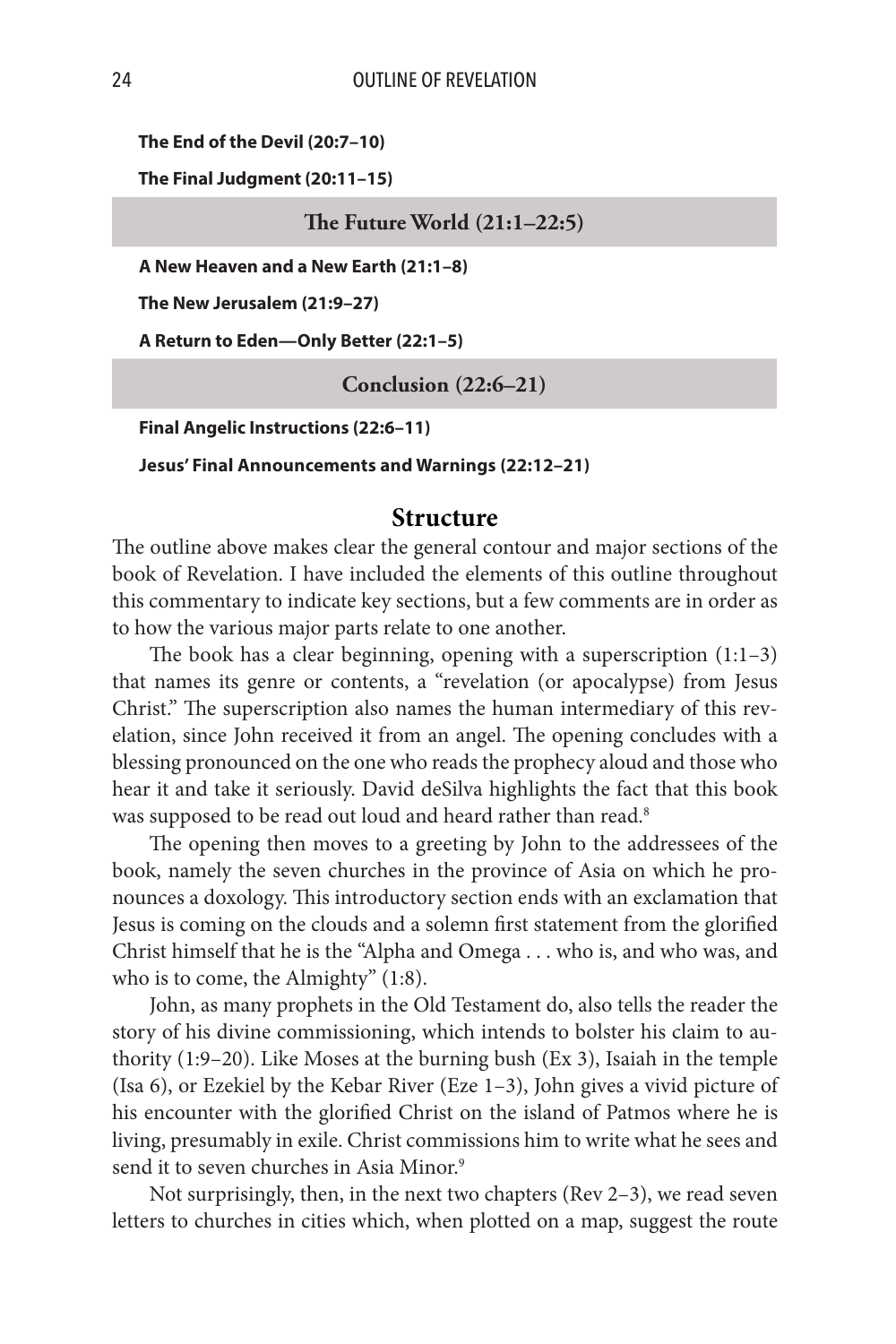**The End of the Devil (20:7–10)**

**The Final Judgment (20:11–15)**

## The Future World (21:1–22:5)

**A New Heaven and a New Earth (21:1–8)**

**The New Jerusalem (21:9–27)**

**A Return to Eden—Only Better (22:1–5)**

## Conclusion (22:6–21)

**Final Angelic Instructions (22:6–11)**

**Jesus' Final Announcements and Warnings (22:12–21)**

## Structure

The outline above makes clear the general contour and major sections of the book of Revelation. I have included the elements of this outline throughout this commentary to indicate key sections, but a few comments are in order as to how the various major parts relate to one another.

The book has a clear beginning, opening with a superscription (1:1–3) that names its genre or contents, a "revelation (or apocalypse) from Jesus Christ." The superscription also names the human intermediary of this revelation, since John received it from an angel. The opening concludes with a blessing pronounced on the one who reads the prophecy aloud and those who hear it and take it seriously. David deSilva highlights the fact that this book was supposed to be read out loud and heard rather than read.[8]

The opening then moves to a greeting by John to the addressees of the book, namely the seven churches in the province of Asia on which he pronounces a doxology. This introductory section ends with an exclamation that Jesus is coming on the clouds and a solemn first statement from the glorified Christ himself that he is the "Alpha and Omega . . . who is, and who was, and who is to come, the Almighty" (1:8).

John, as many prophets in the Old Testament do, also tells the reader the story of his divine commissioning, which intends to bolster his claim to authority (1:9–20). Like Moses at the burning bush (Ex 3), Isaiah in the temple (Isa 6), or Ezekiel by the Kebar River (Eze 1–3), John gives a vivid picture of his encounter with the glorified Christ on the island of Patmos where he is living, presumably in exile. Christ commissions him to write what he sees and send it to seven churches in Asia Minor.[9]

Not surprisingly, then, in the next two chapters (Rev 2–3), we read seven letters to churches in cities which, when plotted on a map, suggest the route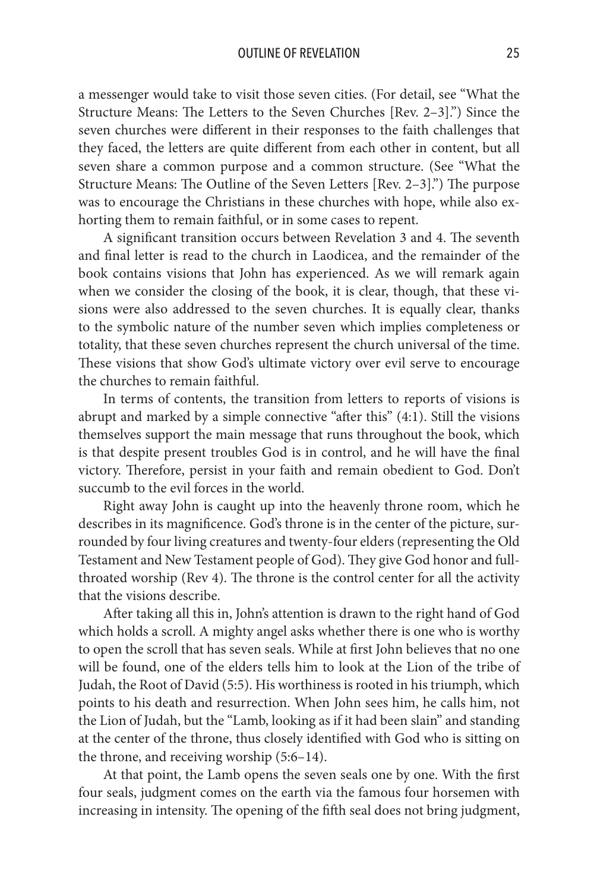a messenger would take to visit those seven cities. (For detail, see "What the Structure Means: The Letters to the Seven Churches [Rev. 2–3].") Since the seven churches were different in their responses to the faith challenges that they faced, the letters are quite different from each other in content, but all seven share a common purpose and a common structure. (See "What the Structure Means: The Outline of the Seven Letters [Rev. 2–3].") The purpose was to encourage the Christians in these churches with hope, while also exhorting them to remain faithful, or in some cases to repent.

A significant transition occurs between Revelation 3 and 4. The seventh and final letter is read to the church in Laodicea, and the remainder of the book contains visions that John has experienced. As we will remark again when we consider the closing of the book, it is clear, though, that these visions were also addressed to the seven churches. It is equally clear, thanks to the symbolic nature of the number seven which implies completeness or totality, that these seven churches represent the church universal of the time. These visions that show God's ultimate victory over evil serve to encourage the churches to remain faithful.

In terms of contents, the transition from letters to reports of visions is abrupt and marked by a simple connective "after this" (4:1). Still the visions themselves support the main message that runs throughout the book, which is that despite present troubles God is in control, and he will have the final victory. Therefore, persist in your faith and remain obedient to God. Don't succumb to the evil forces in the world.

Right away John is caught up into the heavenly throne room, which he describes in its magnificence. God's throne is in the center of the picture, surrounded by four living creatures and twenty-four elders (representing the Old Testament and New Testament people of God). They give God honor and full-throated worship (Rev 4). The throne is the control center for all the activity that the visions describe.

After taking all this in, John's attention is drawn to the right hand of God which holds a scroll. A mighty angel asks whether there is one who is worthy to open the scroll that has seven seals. While at first John believes that no one will be found, one of the elders tells him to look at the Lion of the tribe of Judah, the Root of David (5:5). His worthiness is rooted in his triumph, which points to his death and resurrection. When John sees him, he calls him, not the Lion of Judah, but the "Lamb, looking as if it had been slain" and standing at the center of the throne, thus closely identified with God who is sitting on the throne, and receiving worship (5:6–14).

At that point, the Lamb opens the seven seals one by one. With the first four seals, judgment comes on the earth via the famous four horsemen with increasing in intensity. The opening of the fifth seal does not bring judgment,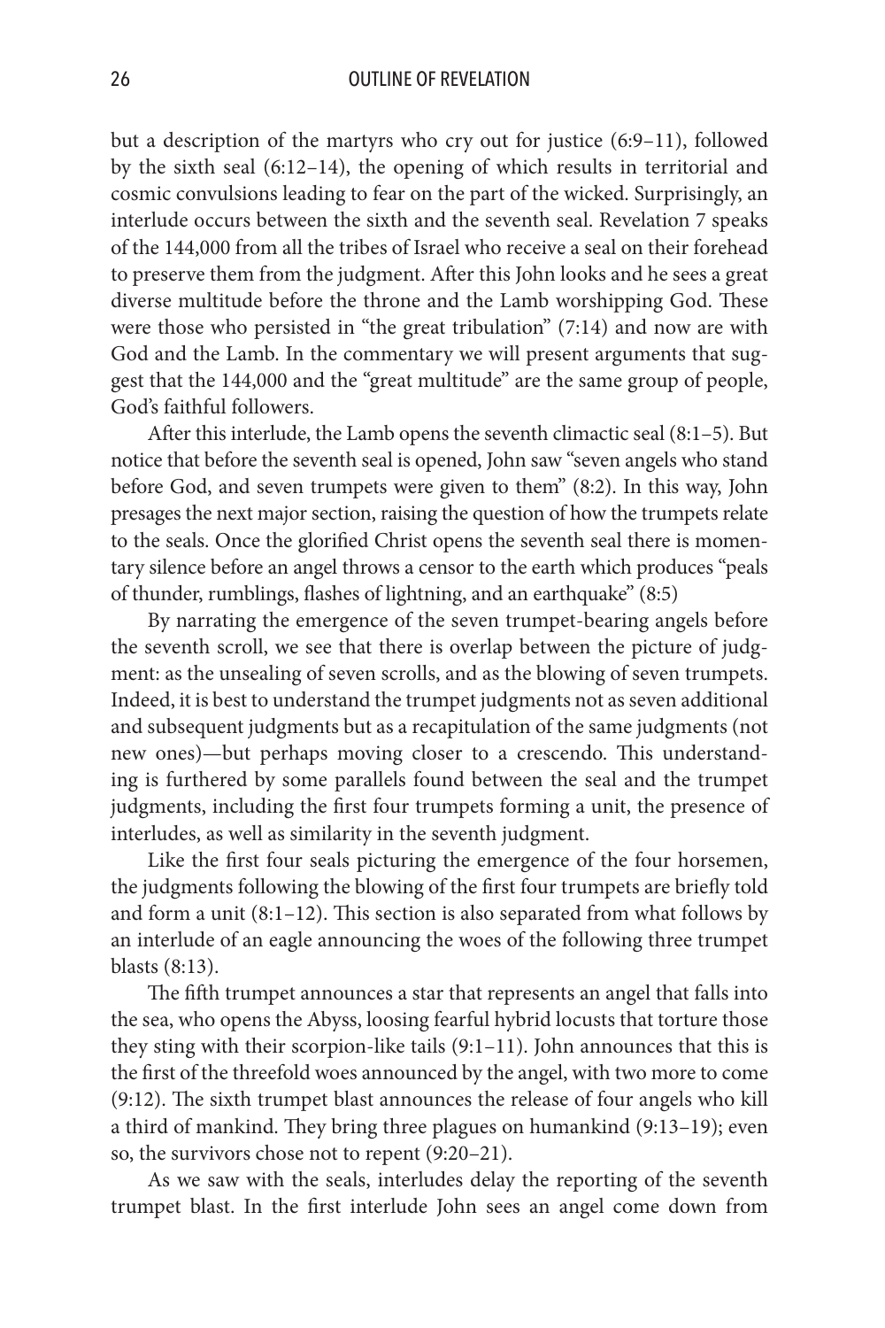but a description of the martyrs who cry out for justice (6:9–11), followed by the sixth seal (6:12–14), the opening of which results in territorial and cosmic convulsions leading to fear on the part of the wicked. Surprisingly, an interlude occurs between the sixth and the seventh seal. Revelation 7 speaks of the 144,000 from all the tribes of Israel who receive a seal on their forehead to preserve them from the judgment. After this John looks and he sees a great diverse multitude before the throne and the Lamb worshipping God. These were those who persisted in "the great tribulation" (7:14) and now are with God and the Lamb. In the commentary we will present arguments that suggest that the 144,000 and the "great multitude" are the same group of people, God's faithful followers.

After this interlude, the Lamb opens the seventh climactic seal (8:1–5). But notice that before the seventh seal is opened, John saw "seven angels who stand before God, and seven trumpets were given to them" (8:2). In this way, John presages the next major section, raising the question of how the trumpets relate to the seals. Once the glorified Christ opens the seventh seal there is momentary silence before an angel throws a censor to the earth which produces "peals of thunder, rumblings, flashes of lightning, and an earthquake" (8:5)

By narrating the emergence of the seven trumpet-bearing angels before the seventh scroll, we see that there is overlap between the picture of judgment: as the unsealing of seven scrolls, and as the blowing of seven trumpets. Indeed, it is best to understand the trumpet judgments not as seven additional and subsequent judgments but as a recapitulation of the same judgments (not new ones)—but perhaps moving closer to a crescendo. This understanding is furthered by some parallels found between the seal and the trumpet judgments, including the first four trumpets forming a unit, the presence of interludes, as well as similarity in the seventh judgment.

Like the first four seals picturing the emergence of the four horsemen, the judgments following the blowing of the first four trumpets are briefly told and form a unit (8:1–12). This section is also separated from what follows by an interlude of an eagle announcing the woes of the following three trumpet blasts (8:13).

The fifth trumpet announces a star that represents an angel that falls into the sea, who opens the Abyss, loosing fearful hybrid locusts that torture those they sting with their scorpion-like tails (9:1–11). John announces that this is the first of the threefold woes announced by the angel, with two more to come (9:12). The sixth trumpet blast announces the release of four angels who kill a third of mankind. They bring three plagues on humankind (9:13–19); even so, the survivors chose not to repent (9:20–21).

As we saw with the seals, interludes delay the reporting of the seventh trumpet blast. In the first interlude John sees an angel come down from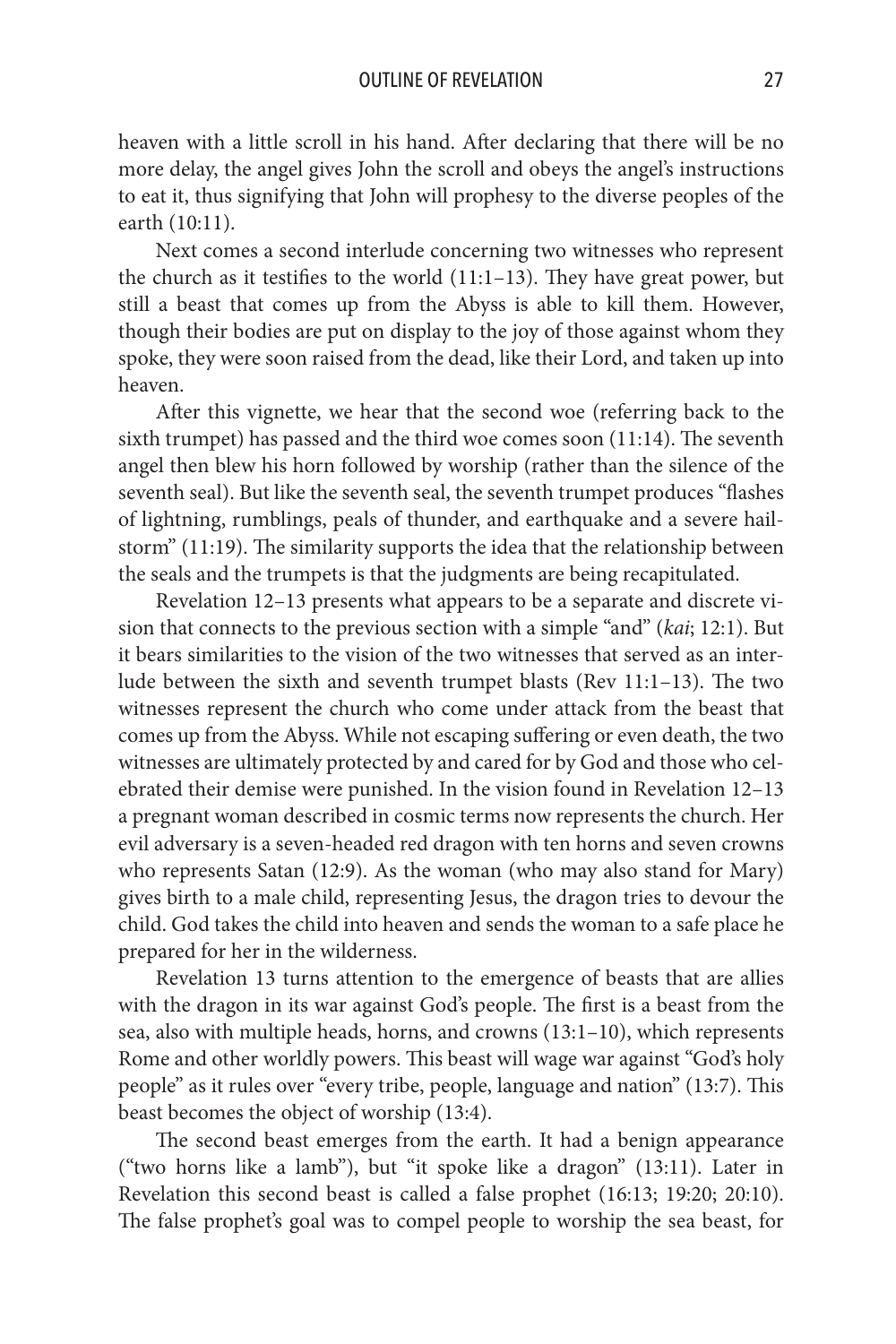heaven with a little scroll in his hand. After declaring that there will be no more delay, the angel gives John the scroll and obeys the angel's instructions to eat it, thus signifying that John will prophesy to the diverse peoples of the earth (10:11).

Next comes a second interlude concerning two witnesses who represent the church as it testifies to the world (11:1–13). They have great power, but still a beast that comes up from the Abyss is able to kill them. However, though their bodies are put on display to the joy of those against whom they spoke, they were soon raised from the dead, like their Lord, and taken up into heaven.

After this vignette, we hear that the second woe (referring back to the sixth trumpet) has passed and the third woe comes soon (11:14). The seventh angel then blew his horn followed by worship (rather than the silence of the seventh seal). But like the seventh seal, the seventh trumpet produces "flashes of lightning, rumblings, peals of thunder, and earthquake and a severe hailstorm" (11:19). The similarity supports the idea that the relationship between the seals and the trumpets is that the judgments are being recapitulated.

Revelation 12–13 presents what appears to be a separate and discrete vision that connects to the previous section with a simple "and" (*kai*; 12:1). But it bears similarities to the vision of the two witnesses that served as an interlude between the sixth and seventh trumpet blasts (Rev 11:1–13). The two witnesses represent the church who come under attack from the beast that comes up from the Abyss. While not escaping suffering or even death, the two witnesses are ultimately protected by and cared for by God and those who celebrated their demise were punished. In the vision found in Revelation 12–13 a pregnant woman described in cosmic terms now represents the church. Her evil adversary is a seven-headed red dragon with ten horns and seven crowns who represents Satan (12:9). As the woman (who may also stand for Mary) gives birth to a male child, representing Jesus, the dragon tries to devour the child. God takes the child into heaven and sends the woman to a safe place he prepared for her in the wilderness.

Revelation 13 turns attention to the emergence of beasts that are allies with the dragon in its war against God's people. The first is a beast from the sea, also with multiple heads, horns, and crowns (13:1–10), which represents Rome and other worldly powers. This beast will wage war against "God's holy people" as it rules over "every tribe, people, language and nation" (13:7). This beast becomes the object of worship (13:4).

The second beast emerges from the earth. It had a benign appearance ("two horns like a lamb"), but "it spoke like a dragon" (13:11). Later in Revelation this second beast is called a false prophet (16:13; 19:20; 20:10). The false prophet's goal was to compel people to worship the sea beast, for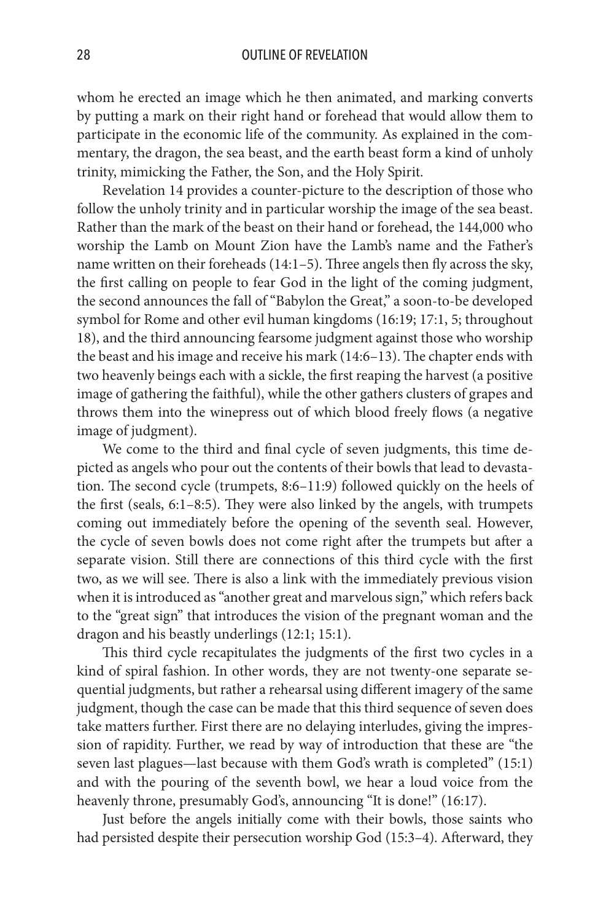whom he erected an image which he then animated, and marking converts by putting a mark on their right hand or forehead that would allow them to participate in the economic life of the community. As explained in the commentary, the dragon, the sea beast, and the earth beast form a kind of unholy trinity, mimicking the Father, the Son, and the Holy Spirit.

Revelation 14 provides a counter-picture to the description of those who follow the unholy trinity and in particular worship the image of the sea beast. Rather than the mark of the beast on their hand or forehead, the 144,000 who worship the Lamb on Mount Zion have the Lamb's name and the Father's name written on their foreheads (14:1–5). Three angels then fly across the sky, the first calling on people to fear God in the light of the coming judgment, the second announces the fall of "Babylon the Great," a soon-to-be developed symbol for Rome and other evil human kingdoms (16:19; 17:1, 5; throughout 18), and the third announcing fearsome judgment against those who worship the beast and his image and receive his mark (14:6–13). The chapter ends with two heavenly beings each with a sickle, the first reaping the harvest (a positive image of gathering the faithful), while the other gathers clusters of grapes and throws them into the winepress out of which blood freely flows (a negative image of judgment).

We come to the third and final cycle of seven judgments, this time depicted as angels who pour out the contents of their bowls that lead to devastation. The second cycle (trumpets, 8:6–11:9) followed quickly on the heels of the first (seals, 6:1–8:5). They were also linked by the angels, with trumpets coming out immediately before the opening of the seventh seal. However, the cycle of seven bowls does not come right after the trumpets but after a separate vision. Still there are connections of this third cycle with the first two, as we will see. There is also a link with the immediately previous vision when it is introduced as "another great and marvelous sign," which refers back to the "great sign" that introduces the vision of the pregnant woman and the dragon and his beastly underlings (12:1; 15:1).

This third cycle recapitulates the judgments of the first two cycles in a kind of spiral fashion. In other words, they are not twenty-one separate sequential judgments, but rather a rehearsal using different imagery of the same judgment, though the case can be made that this third sequence of seven does take matters further. First there are no delaying interludes, giving the impression of rapidity. Further, we read by way of introduction that these are "the seven last plagues—last because with them God's wrath is completed" (15:1) and with the pouring of the seventh bowl, we hear a loud voice from the heavenly throne, presumably God's, announcing "It is done!" (16:17).

Just before the angels initially come with their bowls, those saints who had persisted despite their persecution worship God (15:3–4). Afterward, they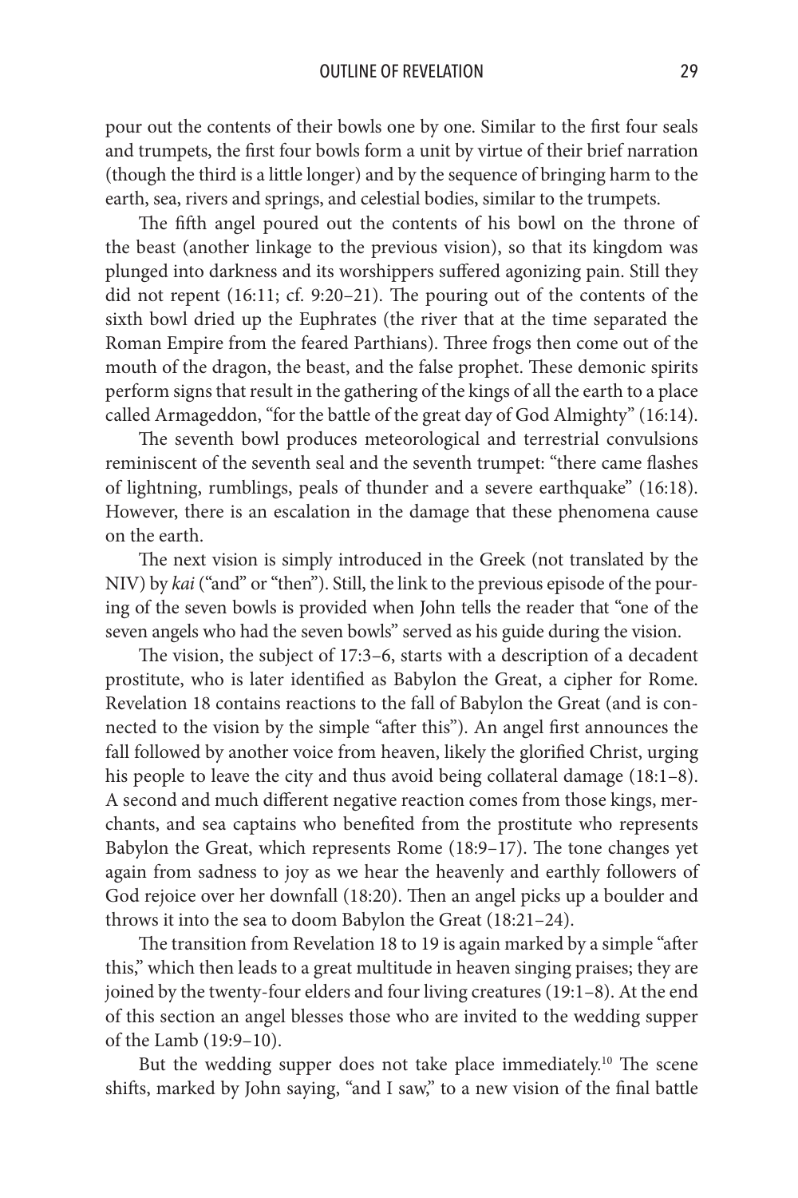pour out the contents of their bowls one by one. Similar to the first four seals and trumpets, the first four bowls form a unit by virtue of their brief narration (though the third is a little longer) and by the sequence of bringing harm to the earth, sea, rivers and springs, and celestial bodies, similar to the trumpets.

The fifth angel poured out the contents of his bowl on the throne of the beast (another linkage to the previous vision), so that its kingdom was plunged into darkness and its worshippers suffered agonizing pain. Still they did not repent (16:11; cf. 9:20–21). The pouring out of the contents of the sixth bowl dried up the Euphrates (the river that at the time separated the Roman Empire from the feared Parthians). Three frogs then come out of the mouth of the dragon, the beast, and the false prophet. These demonic spirits perform signs that result in the gathering of the kings of all the earth to a place called Armageddon, "for the battle of the great day of God Almighty" (16:14).

The seventh bowl produces meteorological and terrestrial convulsions reminiscent of the seventh seal and the seventh trumpet: "there came flashes of lightning, rumblings, peals of thunder and a severe earthquake" (16:18). However, there is an escalation in the damage that these phenomena cause on the earth.

The next vision is simply introduced in the Greek (not translated by the NIV) by *kai* ("and" or "then"). Still, the link to the previous episode of the pouring of the seven bowls is provided when John tells the reader that "one of the seven angels who had the seven bowls" served as his guide during the vision.

The vision, the subject of 17:3–6, starts with a description of a decadent prostitute, who is later identified as Babylon the Great, a cipher for Rome. Revelation 18 contains reactions to the fall of Babylon the Great (and is connected to the vision by the simple "after this"). An angel first announces the fall followed by another voice from heaven, likely the glorified Christ, urging his people to leave the city and thus avoid being collateral damage (18:1–8). A second and much different negative reaction comes from those kings, merchants, and sea captains who benefited from the prostitute who represents Babylon the Great, which represents Rome (18:9–17). The tone changes yet again from sadness to joy as we hear the heavenly and earthly followers of God rejoice over her downfall (18:20). Then an angel picks up a boulder and throws it into the sea to doom Babylon the Great (18:21–24).

The transition from Revelation 18 to 19 is again marked by a simple "after this," which then leads to a great multitude in heaven singing praises; they are joined by the twenty-four elders and four living creatures (19:1–8). At the end of this section an angel blesses those who are invited to the wedding supper of the Lamb (19:9–10).

But the wedding supper does not take place immediately.[10] The scene shifts, marked by John saying, "and I saw," to a new vision of the final battle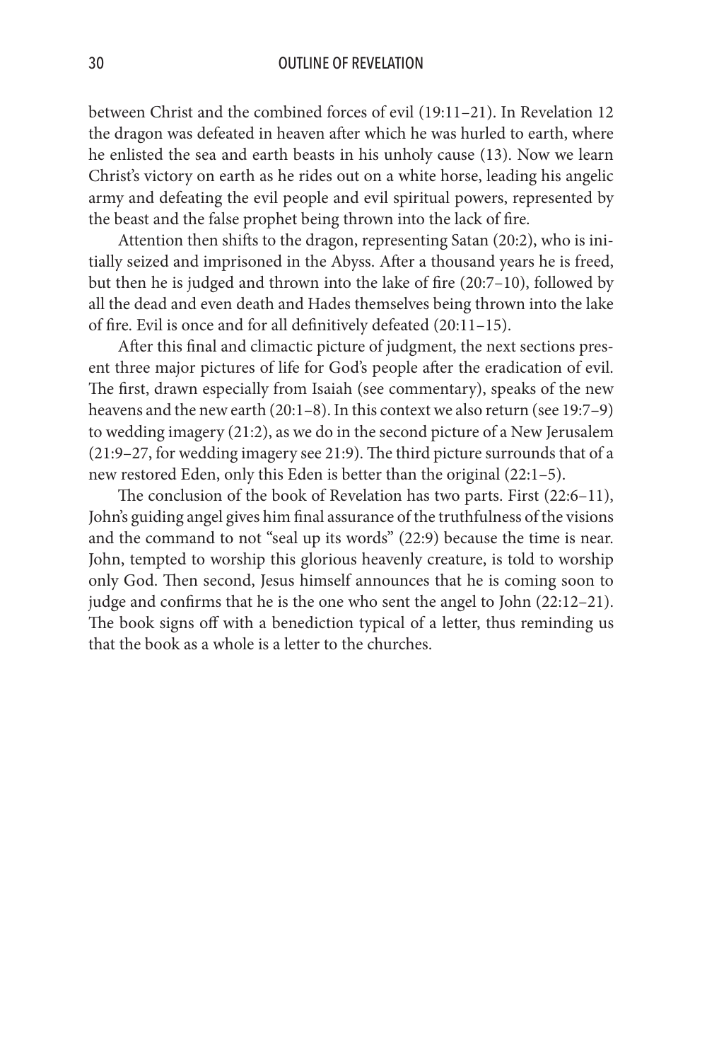between Christ and the combined forces of evil (19:11–21). In Revelation 12 the dragon was defeated in heaven after which he was hurled to earth, where he enlisted the sea and earth beasts in his unholy cause (13). Now we learn Christ's victory on earth as he rides out on a white horse, leading his angelic army and defeating the evil people and evil spiritual powers, represented by the beast and the false prophet being thrown into the lack of fire.

Attention then shifts to the dragon, representing Satan (20:2), who is initially seized and imprisoned in the Abyss. After a thousand years he is freed, but then he is judged and thrown into the lake of fire (20:7–10), followed by all the dead and even death and Hades themselves being thrown into the lake of fire. Evil is once and for all definitively defeated (20:11–15).

After this final and climactic picture of judgment, the next sections present three major pictures of life for God's people after the eradication of evil. The first, drawn especially from Isaiah (see commentary), speaks of the new heavens and the new earth (20:1–8). In this context we also return (see 19:7–9) to wedding imagery (21:2), as we do in the second picture of a New Jerusalem (21:9–27, for wedding imagery see 21:9). The third picture surrounds that of a new restored Eden, only this Eden is better than the original (22:1–5).

The conclusion of the book of Revelation has two parts. First (22:6–11), John's guiding angel gives him final assurance of the truthfulness of the visions and the command to not "seal up its words" (22:9) because the time is near. John, tempted to worship this glorious heavenly creature, is told to worship only God. Then second, Jesus himself announces that he is coming soon to judge and confirms that he is the one who sent the angel to John (22:12–21). The book signs off with a benediction typical of a letter, thus reminding us that the book as a whole is a letter to the churches.